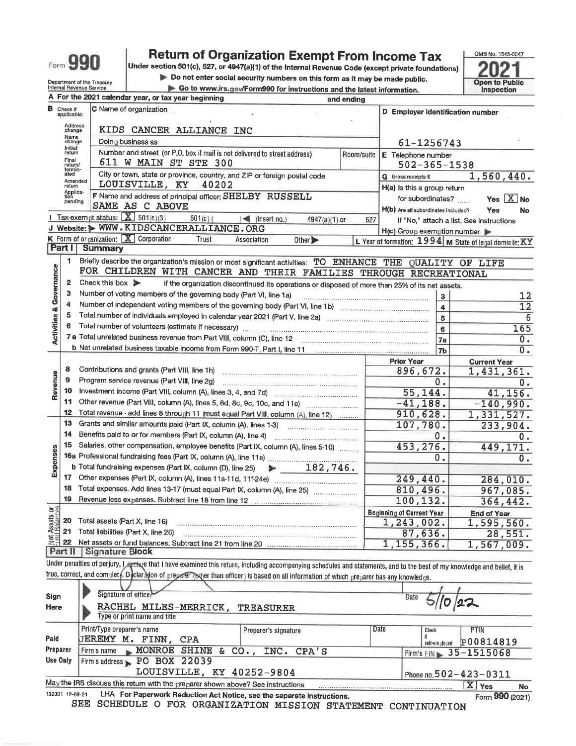Form **990**

# Return of Organization Exempt From Income Tax

Under section 501(c), 527, or 4947(a)(1) of the Internal Revenue Code (except private foundations)

▶ Do not enter social security numbers on this form as it may be made public.

▶ Go to www.irs.gov/Form990 for instructions and the latest information.

Department of the Treasury
Internal Revenue Service

OMB No. 1545-0047

**2021**

**Open to Public Inspection**

**A** For the 2021 calendar year, or tax year beginning and ending

**B** Check if applicable: Address change, Name change, Initial return, Final return/terminated, Amended return, Application pending

**C** Name of organization: KIDS CANCER ALLIANCE INC

Doing business as

Number and street (or P.O. box if mail is not delivered to street address) Room/suite: 611 W MAIN ST STE 300

City or town, state or province, country, and ZIP or foreign postal code: LOUISVILLE, KY 40202

**D** Employer identification number: 61-1256743

**E** Telephone number: 502-365-1538

**G** Gross receipts $ 1,560,440.

**F** Name and address of principal officer: SHELBY RUSSELL SAME AS C ABOVE

**H(a)** Is this a group return for subordinates? Yes [X] No

**H(b)** Are all subordinates included? Yes No If "No," attach a list. See instructions

**H(c)** Group exemption number ▶

**I** Tax-exempt status: [X] 501(c)(3) 501(c) ( ) ◀ (insert no.) 4947(a)(1) or 527

**J** Website: ▶ WWW.KIDSCANCERALLIANCE.ORG

**K** Form of organization: [X] Corporation Trust Association Other ▶

**L** Year of formation: 1994 **M** State of legal domicile: KY

## Part I Summary

**Activities & Governance**

1. Briefly describe the organization's mission or most significant activities: TO ENHANCE THE QUALITY OF LIFE FOR CHILDREN WITH CANCER AND THEIR FAMILIES THROUGH RECREATIONAL
2. Check this box ▶ if the organization discontinued its operations or disposed of more than 25% of its net assets.

| | | | |
|---|---|---|---|
| 3 | Number of voting members of the governing body (Part VI, line 1a) | 3 | 12 |
| 4 | Number of independent voting members of the governing body (Part VI, line 1b) | 4 | 12 |
| 5 | Total number of individuals employed in calendar year 2021 (Part V, line 2a) | 5 | 6 |
| 6 | Total number of volunteers (estimate if necessary) | 6 | 165 |
| 7a | Total unrelated business revenue from Part VIII, column (C), line 12 | 7a | 0. |
| b | Net unrelated business taxable income from Form 990-T, Part I, line 11 | 7b | 0. |

| | | | Prior Year | Current Year |
|---|---|---|---|---|
| **Revenue** | 8 | Contributions and grants (Part VIII, line 1h) | 896,672. | 1,431,361. |
| | 9 | Program service revenue (Part VIII, line 2g) | 0. | 0. |
| | 10 | Investment income (Part VIII, column (A), lines 3, 4, and 7d) | 55,144. | 41,156. |
| | 11 | Other revenue (Part VIII, column (A), lines 5, 6d, 8c, 9c, 10c, and 11e) | -41,188. | -140,990. |
| | 12 | Total revenue - add lines 8 through 11 (must equal Part VIII, column (A), line 12) | 910,628. | 1,331,527. |
| **Expenses** | 13 | Grants and similar amounts paid (Part IX, column (A), lines 1-3) | 107,780. | 233,904. |
| | 14 | Benefits paid to or for members (Part IX, column (A), line 4) | 0. | 0. |
| | 15 | Salaries, other compensation, employee benefits (Part IX, column (A), lines 5-10) | 453,276. | 449,171. |
| | 16a | Professional fundraising fees (Part IX, column (A), line 11e) | 0. | 0. |
| | b | Total fundraising expenses (Part IX, column (D), line 25) ▶ 182,746. | | |
| | 17 | Other expenses (Part IX, column (A), lines 11a-11d, 11f-24e) | 249,440. | 284,010. |
| | 18 | Total expenses. Add lines 13-17 (must equal Part IX, column (A), line 25) | 810,496. | 967,085. |
| | 19 | Revenue less expenses. Subtract line 18 from line 12 | 100,132. | 364,442. |

| | | | Beginning of Current Year | End of Year |
|---|---|---|---|---|
| **Net Assets or Fund Balances** | 20 | Total assets (Part X, line 16) | 1,243,002. | 1,595,560. |
| | 21 | Total liabilities (Part X, line 26) | 87,636. | 28,551. |
| | 22 | Net assets or fund balances. Subtract line 21 from line 20 | 1,155,366. | 1,567,009. |

## Part II Signature Block

Under penalties of perjury, I declare that I have examined this return, including accompanying schedules and statements, and to the best of my knowledge and belief, it is true, correct, and complete. Declaration of preparer (other than officer) is based on all information of which preparer has any knowledge.

**Sign Here**

Signature of officer — Date 5/10/22

RACHEL MILES-MERRICK, TREASURER
Type or print name and title

**Paid Preparer Use Only**

| Print/Type preparer's name | Preparer's signature | Date | Check if self-employed | PTIN |
|---|---|---|---|---|
| JEREMY M. FINN, CPA | | | | P00814819 |

Firm's name ▶ MONROE SHINE & CO., INC. CPA'S — Firm's EIN ▶ 35-1515068

Firm's address ▶ PO BOX 22039 LOUISVILLE, KY 40252-9804 — Phone no. 502-423-0311

May the IRS discuss this return with the preparer shown above? See instructions [X] Yes No

132001 12-09-21 LHA For Paperwork Reduction Act Notice, see the separate instructions. Form **990** (2021)

SEE SCHEDULE O FOR ORGANIZATION MISSION STATEMENT CONTINUATION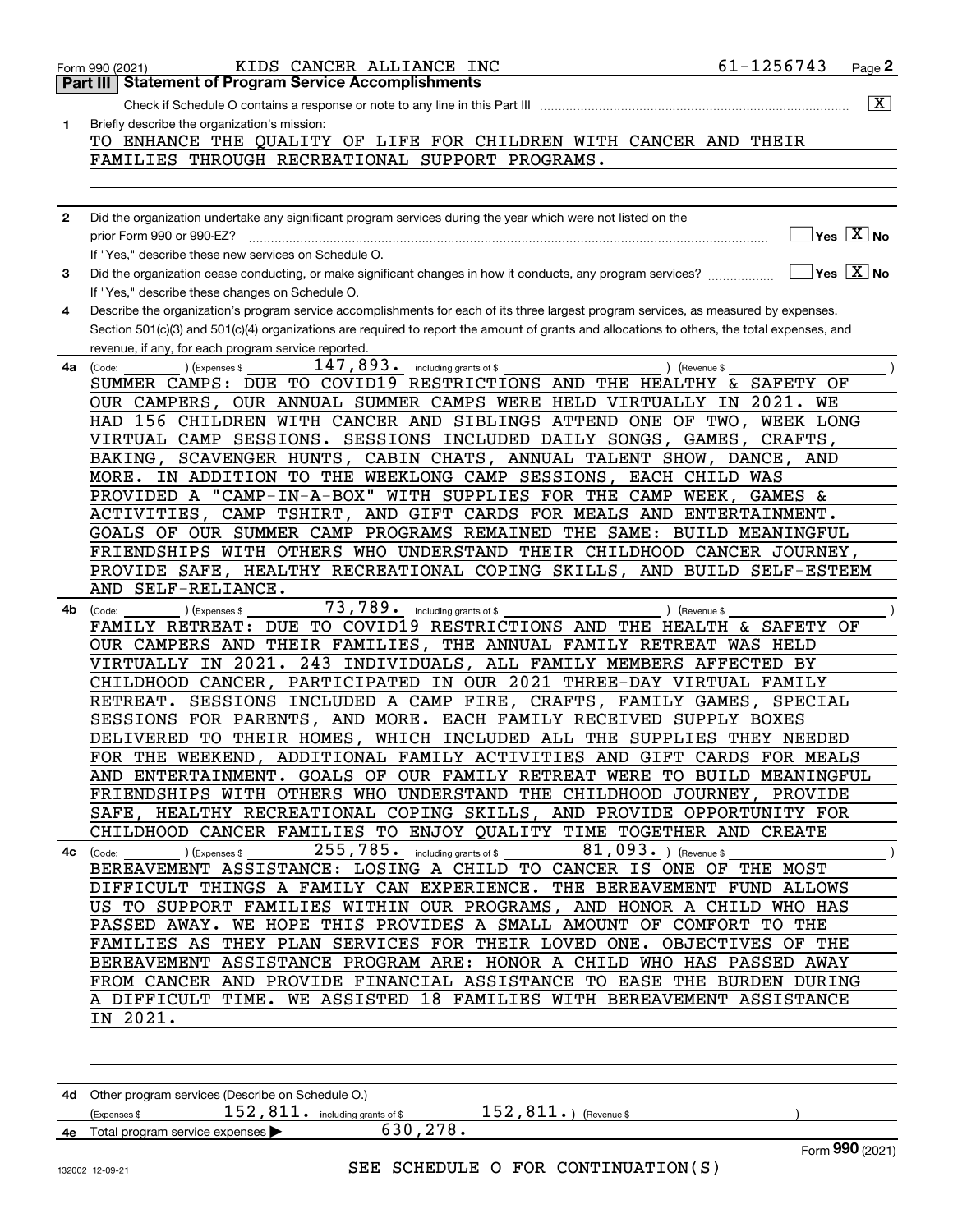Form 990 (2021) KIDS CANCER ALLIANCE INC 61-1256743 Page **2**

**Part III | Statement of Program Service Accomplishments**

Check if Schedule O contains a response or note to any line in this Part III ☒

**1** Briefly describe the organization's mission:

TO ENHANCE THE QUALITY OF LIFE FOR CHILDREN WITH CANCER AND THEIR FAMILIES THROUGH RECREATIONAL SUPPORT PROGRAMS.

**2** Did the organization undertake any significant program services during the year which were not listed on the prior Form 990 or 990-EZ? ☐ Yes ☒ No

If "Yes," describe these new services on Schedule O.

**3** Did the organization cease conducting, or make significant changes in how it conducts, any program services? ☐ Yes ☒ No

If "Yes," describe these changes on Schedule O.

**4** Describe the organization's program service accomplishments for each of its three largest program services, as measured by expenses. Section 501(c)(3) and 501(c)(4) organizations are required to report the amount of grants and allocations to others, the total expenses, and revenue, if any, for each program service reported.

**4a** (Code: ) (Expenses $ 147,893. including grants of $ ) (Revenue $ )

SUMMER CAMPS: DUE TO COVID19 RESTRICTIONS AND THE HEALTHY & SAFETY OF OUR CAMPERS, OUR ANNUAL SUMMER CAMPS WERE HELD VIRTUALLY IN 2021. WE HAD 156 CHILDREN WITH CANCER AND SIBLINGS ATTEND ONE OF TWO, WEEK LONG VIRTUAL CAMP SESSIONS. SESSIONS INCLUDED DAILY SONGS, GAMES, CRAFTS, BAKING, SCAVENGER HUNTS, CABIN CHATS, ANNUAL TALENT SHOW, DANCE, AND MORE. IN ADDITION TO THE WEEKLONG CAMP SESSIONS, EACH CHILD WAS PROVIDED A "CAMP-IN-A-BOX" WITH SUPPLIES FOR THE CAMP WEEK, GAMES & ACTIVITIES, CAMP TSHIRT, AND GIFT CARDS FOR MEALS AND ENTERTAINMENT. GOALS OF OUR SUMMER CAMP PROGRAMS REMAINED THE SAME: BUILD MEANINGFUL FRIENDSHIPS WITH OTHERS WHO UNDERSTAND THEIR CHILDHOOD CANCER JOURNEY, PROVIDE SAFE, HEALTHY RECREATIONAL COPING SKILLS, AND BUILD SELF-ESTEEM AND SELF-RELIANCE.

**4b** (Code: ) (Expenses $ 73,789. including grants of $ ) (Revenue $ )

FAMILY RETREAT: DUE TO COVID19 RESTRICTIONS AND THE HEALTH & SAFETY OF OUR CAMPERS AND THEIR FAMILIES, THE ANNUAL FAMILY RETREAT WAS HELD VIRTUALLY IN 2021. 243 INDIVIDUALS, ALL FAMILY MEMBERS AFFECTED BY CHILDHOOD CANCER, PARTICIPATED IN OUR 2021 THREE-DAY VIRTUAL FAMILY RETREAT. SESSIONS INCLUDED A CAMP FIRE, CRAFTS, FAMILY GAMES, SPECIAL SESSIONS FOR PARENTS, AND MORE. EACH FAMILY RECEIVED SUPPLY BOXES DELIVERED TO THEIR HOMES, WHICH INCLUDED ALL THE SUPPLIES THEY NEEDED FOR THE WEEKEND, ADDITIONAL FAMILY ACTIVITIES AND GIFT CARDS FOR MEALS AND ENTERTAINMENT. GOALS OF OUR FAMILY RETREAT WERE TO BUILD MEANINGFUL FRIENDSHIPS WITH OTHERS WHO UNDERSTAND THE CHILDHOOD JOURNEY, PROVIDE SAFE, HEALTHY RECREATIONAL COPING SKILLS, AND PROVIDE OPPORTUNITY FOR CHILDHOOD CANCER FAMILIES TO ENJOY QUALITY TIME TOGETHER AND CREATE

**4c** (Code: ) (Expenses $ 255,785. including grants of $ 81,093. ) (Revenue $ )

BEREAVEMENT ASSISTANCE: LOSING A CHILD TO CANCER IS ONE OF THE MOST DIFFICULT THINGS A FAMILY CAN EXPERIENCE. THE BEREAVEMENT FUND ALLOWS US TO SUPPORT FAMILIES WITHIN OUR PROGRAMS, AND HONOR A CHILD WHO HAS PASSED AWAY. WE HOPE THIS PROVIDES A SMALL AMOUNT OF COMFORT TO THE FAMILIES AS THEY PLAN SERVICES FOR THEIR LOVED ONE. OBJECTIVES OF THE BEREAVEMENT ASSISTANCE PROGRAM ARE: HONOR A CHILD WHO HAS PASSED AWAY FROM CANCER AND PROVIDE FINANCIAL ASSISTANCE TO EASE THE BURDEN DURING A DIFFICULT TIME. WE ASSISTED 18 FAMILIES WITH BEREAVEMENT ASSISTANCE IN 2021.

**4d** Other program services (Describe on Schedule O.)

(Expenses $ 152,811. including grants of $ 152,811. ) (Revenue $ )

**4e** Total program service expenses ▶ 630,278.

Form **990** (2021)

SEE SCHEDULE O FOR CONTINUATION(S)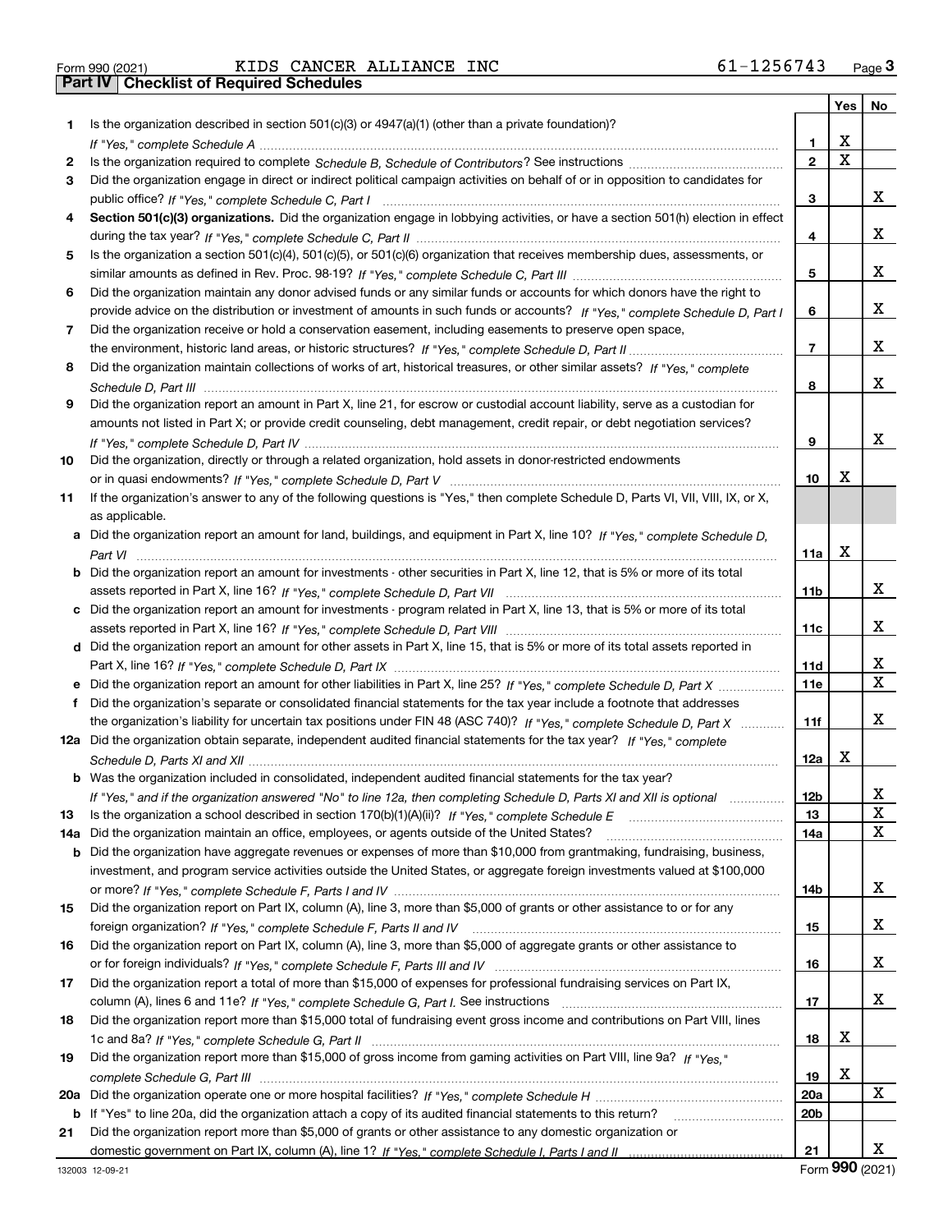Form 990 (2021) KIDS CANCER ALLIANCE INC 61-1256743

## Part IV | Checklist of Required Schedules

| | | | Yes | No |
|---|---|---|---|---|
| 1 | Is the organization described in section 501(c)(3) or 4947(a)(1) (other than a private foundation)? *If "Yes," complete Schedule A* | 1 | X | |
| 2 | Is the organization required to complete *Schedule B, Schedule of Contributors*? See instructions | 2 | X | |
| 3 | Did the organization engage in direct or indirect political campaign activities on behalf of or in opposition to candidates for public office? *If "Yes," complete Schedule C, Part I* | 3 | | X |
| 4 | **Section 501(c)(3) organizations.** Did the organization engage in lobbying activities, or have a section 501(h) election in effect during the tax year? *If "Yes," complete Schedule C, Part II* | 4 | | X |
| 5 | Is the organization a section 501(c)(4), 501(c)(5), or 501(c)(6) organization that receives membership dues, assessments, or similar amounts as defined in Rev. Proc. 98-19? *If "Yes," complete Schedule C, Part III* | 5 | | X |
| 6 | Did the organization maintain any donor advised funds or any similar funds or accounts for which donors have the right to provide advice on the distribution or investment of amounts in such funds or accounts? *If "Yes," complete Schedule D, Part I* | 6 | | X |
| 7 | Did the organization receive or hold a conservation easement, including easements to preserve open space, the environment, historic land areas, or historic structures? *If "Yes," complete Schedule D, Part II* | 7 | | X |
| 8 | Did the organization maintain collections of works of art, historical treasures, or other similar assets? *If "Yes," complete Schedule D, Part III* | 8 | | X |
| 9 | Did the organization report an amount in Part X, line 21, for escrow or custodial account liability, serve as a custodian for amounts not listed in Part X; or provide credit counseling, debt management, credit repair, or debt negotiation services? *If "Yes," complete Schedule D, Part IV* | 9 | | X |
| 10 | Did the organization, directly or through a related organization, hold assets in donor-restricted endowments or in quasi endowments? *If "Yes," complete Schedule D, Part V* | 10 | X | |
| 11 | If the organization's answer to any of the following questions is "Yes," then complete Schedule D, Parts VI, VII, VIII, IX, or X, as applicable. | | | |
| a | Did the organization report an amount for land, buildings, and equipment in Part X, line 10? *If "Yes," complete Schedule D, Part VI* | 11a | X | |
| b | Did the organization report an amount for investments - other securities in Part X, line 12, that is 5% or more of its total assets reported in Part X, line 16? *If "Yes," complete Schedule D, Part VII* | 11b | | X |
| c | Did the organization report an amount for investments - program related in Part X, line 13, that is 5% or more of its total assets reported in Part X, line 16? *If "Yes," complete Schedule D, Part VIII* | 11c | | X |
| d | Did the organization report an amount for other assets in Part X, line 15, that is 5% or more of its total assets reported in Part X, line 16? *If "Yes," complete Schedule D, Part IX* | 11d | | X |
| e | Did the organization report an amount for other liabilities in Part X, line 25? *If "Yes," complete Schedule D, Part X* | 11e | | X |
| f | Did the organization's separate or consolidated financial statements for the tax year include a footnote that addresses the organization's liability for uncertain tax positions under FIN 48 (ASC 740)? *If "Yes," complete Schedule D, Part X* | 11f | | X |
| 12a | Did the organization obtain separate, independent audited financial statements for the tax year? *If "Yes," complete Schedule D, Parts XI and XII* | 12a | X | |
| b | Was the organization included in consolidated, independent audited financial statements for the tax year? *If "Yes," and if the organization answered "No" to line 12a, then completing Schedule D, Parts XI and XII is optional* | 12b | | X |
| 13 | Is the organization a school described in section 170(b)(1)(A)(ii)? *If "Yes," complete Schedule E* | 13 | | X |
| 14a | Did the organization maintain an office, employees, or agents outside of the United States? | 14a | | X |
| b | Did the organization have aggregate revenues or expenses of more than $10,000 from grantmaking, fundraising, business, investment, and program service activities outside the United States, or aggregate foreign investments valued at $100,000 or more? *If "Yes," complete Schedule F, Parts I and IV* | 14b | | X |
| 15 | Did the organization report on Part IX, column (A), line 3, more than $5,000 of grants or other assistance to or for any foreign organization? *If "Yes," complete Schedule F, Parts II and IV* | 15 | | X |
| 16 | Did the organization report on Part IX, column (A), line 3, more than $5,000 of aggregate grants or other assistance to or for foreign individuals? *If "Yes," complete Schedule F, Parts III and IV* | 16 | | X |
| 17 | Did the organization report a total of more than $15,000 of expenses for professional fundraising services on Part IX, column (A), lines 6 and 11e? *If "Yes," complete Schedule G, Part I.* See instructions | 17 | | X |
| 18 | Did the organization report more than $15,000 total of fundraising event gross income and contributions on Part VIII, lines 1c and 8a? *If "Yes," complete Schedule G, Part II* | 18 | X | |
| 19 | Did the organization report more than $15,000 of gross income from gaming activities on Part VIII, line 9a? *If "Yes," complete Schedule G, Part III* | 19 | X | |
| 20a | Did the organization operate one or more hospital facilities? *If "Yes," complete Schedule H* | 20a | | X |
| b | If "Yes" to line 20a, did the organization attach a copy of its audited financial statements to this return? | 20b | | |
| 21 | Did the organization report more than $5,000 of grants or other assistance to any domestic organization or domestic government on Part IX, column (A), line 1? *If "Yes," complete Schedule I, Parts I and II* | 21 | | X |

132003 12-09-21 Form **990** (2021)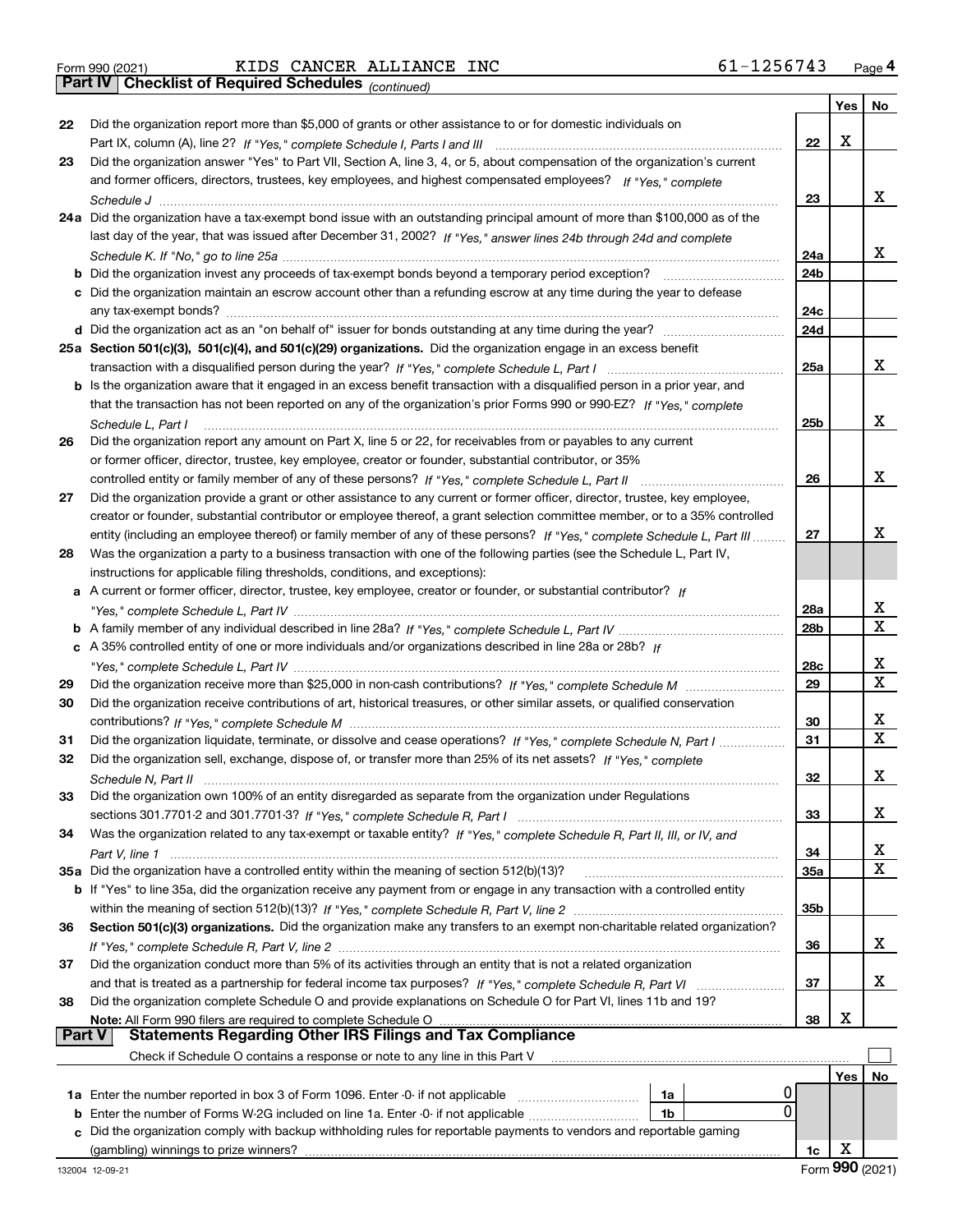Form 990 (2021) KIDS CANCER ALLIANCE INC 61-1256743 Page **4**

**Part IV | Checklist of Required Schedules** *(continued)*

| | | | Yes | No |
|---|---|---|---|---|
| 22 | Did the organization report more than $5,000 of grants or other assistance to or for domestic individuals on Part IX, column (A), line 2? *If "Yes," complete Schedule I, Parts I and III* | 22 | X | |
| 23 | Did the organization answer "Yes" to Part VII, Section A, line 3, 4, or 5, about compensation of the organization's current and former officers, directors, trustees, key employees, and highest compensated employees? *If "Yes," complete Schedule J* | 23 | | X |
| 24a | Did the organization have a tax-exempt bond issue with an outstanding principal amount of more than $100,000 as of the last day of the year, that was issued after December 31, 2002? *If "Yes," answer lines 24b through 24d and complete Schedule K. If "No," go to line 25a* | 24a | | X |
| b | Did the organization invest any proceeds of tax-exempt bonds beyond a temporary period exception? | 24b | | |
| c | Did the organization maintain an escrow account other than a refunding escrow at any time during the year to defease any tax-exempt bonds? | 24c | | |
| d | Did the organization act as an "on behalf of" issuer for bonds outstanding at any time during the year? | 24d | | |
| 25a | **Section 501(c)(3), 501(c)(4), and 501(c)(29) organizations.** Did the organization engage in an excess benefit transaction with a disqualified person during the year? *If "Yes," complete Schedule L, Part I* | 25a | | X |
| b | Is the organization aware that it engaged in an excess benefit transaction with a disqualified person in a prior year, and that the transaction has not been reported on any of the organization's prior Forms 990 or 990-EZ? *If "Yes," complete Schedule L, Part I* | 25b | | X |
| 26 | Did the organization report any amount on Part X, line 5 or 22, for receivables from or payables to any current or former officer, director, trustee, key employee, creator or founder, substantial contributor, or 35% controlled entity or family member of any of these persons? *If "Yes," complete Schedule L, Part II* | 26 | | X |
| 27 | Did the organization provide a grant or other assistance to any current or former officer, director, trustee, key employee, creator or founder, substantial contributor or employee thereof, a grant selection committee member, or to a 35% controlled entity (including an employee thereof) or family member of any of these persons? *If "Yes," complete Schedule L, Part III* | 27 | | X |
| 28 | Was the organization a party to a business transaction with one of the following parties (see the Schedule L, Part IV, instructions for applicable filing thresholds, conditions, and exceptions): | | | |
| a | A current or former officer, director, trustee, key employee, creator or founder, or substantial contributor? *If "Yes," complete Schedule L, Part IV* | 28a | | X |
| b | A family member of any individual described in line 28a? *If "Yes," complete Schedule L, Part IV* | 28b | | X |
| c | A 35% controlled entity of one or more individuals and/or organizations described in line 28a or 28b? *If "Yes," complete Schedule L, Part IV* | 28c | | X |
| 29 | Did the organization receive more than $25,000 in non-cash contributions? *If "Yes," complete Schedule M* | 29 | | X |
| 30 | Did the organization receive contributions of art, historical treasures, or other similar assets, or qualified conservation contributions? *If "Yes," complete Schedule M* | 30 | | X |
| 31 | Did the organization liquidate, terminate, or dissolve and cease operations? *If "Yes," complete Schedule N, Part I* | 31 | | X |
| 32 | Did the organization sell, exchange, dispose of, or transfer more than 25% of its net assets? *If "Yes," complete Schedule N, Part II* | 32 | | X |
| 33 | Did the organization own 100% of an entity disregarded as separate from the organization under Regulations sections 301.7701-2 and 301.7701-3? *If "Yes," complete Schedule R, Part I* | 33 | | X |
| 34 | Was the organization related to any tax-exempt or taxable entity? *If "Yes," complete Schedule R, Part II, III, or IV, and Part V, line 1* | 34 | | X |
| 35a | Did the organization have a controlled entity within the meaning of section 512(b)(13)? | 35a | | X |
| b | If "Yes" to line 35a, did the organization receive any payment from or engage in any transaction with a controlled entity within the meaning of section 512(b)(13)? *If "Yes," complete Schedule R, Part V, line 2* | 35b | | |
| 36 | **Section 501(c)(3) organizations.** Did the organization make any transfers to an exempt non-charitable related organization? *If "Yes," complete Schedule R, Part V, line 2* | 36 | | X |
| 37 | Did the organization conduct more than 5% of its activities through an entity that is not a related organization and that is treated as a partnership for federal income tax purposes? *If "Yes," complete Schedule R, Part VI* | 37 | | X |
| 38 | Did the organization complete Schedule O and provide explanations on Schedule O for Part VI, lines 11b and 19? **Note:** All Form 990 filers are required to complete Schedule O | 38 | X | |

**Part V | Statements Regarding Other IRS Filings and Tax Compliance**

Check if Schedule O contains a response or note to any line in this Part V ☐

| | | | | | Yes | No |
|---|---|---|---|---|---|---|
| 1a | Enter the number reported in box 3 of Form 1096. Enter -0- if not applicable | 1a | 0 | | | |
| b | Enter the number of Forms W-2G included on line 1a. Enter -0- if not applicable | 1b | 0 | | | |
| c | Did the organization comply with backup withholding rules for reportable payments to vendors and reportable gaming (gambling) winnings to prize winners? | | | 1c | X | |

132004 12-09-21 Form **990** (2021)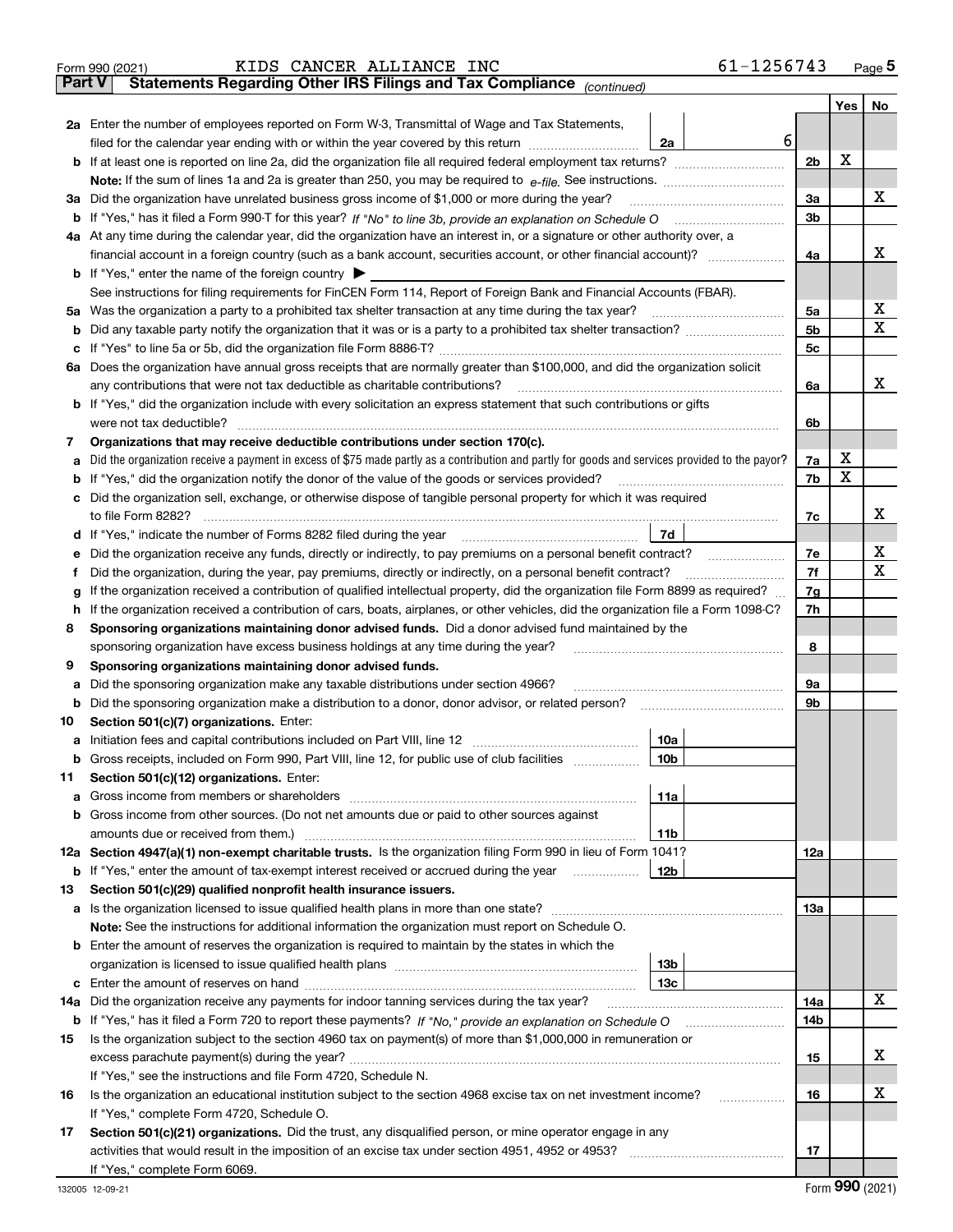Form 990 (2021) KIDS CANCER ALLIANCE INC 61-1256743

**Part V — Statements Regarding Other IRS Filings and Tax Compliance** *(continued)*

| | | | | Yes | No |
|---|---|---|---|---|---|
| **2a** | Enter the number of employees reported on Form W-3, Transmittal of Wage and Tax Statements, filed for the calendar year ending with or within the year covered by this return | 2a | 6 | | |
| **b** | If at least one is reported on line 2a, did the organization file all required federal employment tax returns? | | 2b | X | |
| | **Note:** If the sum of lines 1a and 2a is greater than 250, you may be required to *e-file.* See instructions. | | | | |
| **3a** | Did the organization have unrelated business gross income of $1,000 or more during the year? | | 3a | | X |
| **b** | If "Yes," has it filed a Form 990-T for this year? *If "No" to line 3b, provide an explanation on Schedule O* | | 3b | | |
| **4a** | At any time during the calendar year, did the organization have an interest in, or a signature or other authority over, a financial account in a foreign country (such as a bank account, securities account, or other financial account)? | | 4a | | X |
| **b** | If "Yes," enter the name of the foreign country ▶ | | | | |
| | See instructions for filing requirements for FinCEN Form 114, Report of Foreign Bank and Financial Accounts (FBAR). | | | | |
| **5a** | Was the organization a party to a prohibited tax shelter transaction at any time during the tax year? | | 5a | | X |
| **b** | Did any taxable party notify the organization that it was or is a party to a prohibited tax shelter transaction? | | 5b | | X |
| **c** | If "Yes" to line 5a or 5b, did the organization file Form 8886-T? | | 5c | | |
| **6a** | Does the organization have annual gross receipts that are normally greater than $100,000, and did the organization solicit any contributions that were not tax deductible as charitable contributions? | | 6a | | X |
| **b** | If "Yes," did the organization include with every solicitation an express statement that such contributions or gifts were not tax deductible? | | 6b | | |
| **7** | **Organizations that may receive deductible contributions under section 170(c).** | | | | |
| **a** | Did the organization receive a payment in excess of $75 made partly as a contribution and partly for goods and services provided to the payor? | | 7a | X | |
| **b** | If "Yes," did the organization notify the donor of the value of the goods or services provided? | | 7b | X | |
| **c** | Did the organization sell, exchange, or otherwise dispose of tangible personal property for which it was required to file Form 8282? | | 7c | | X |
| **d** | If "Yes," indicate the number of Forms 8282 filed during the year | 7d | | | |
| **e** | Did the organization receive any funds, directly or indirectly, to pay premiums on a personal benefit contract? | | 7e | | X |
| **f** | Did the organization, during the year, pay premiums, directly or indirectly, on a personal benefit contract? | | 7f | | X |
| **g** | If the organization received a contribution of qualified intellectual property, did the organization file Form 8899 as required? | | 7g | | |
| **h** | If the organization received a contribution of cars, boats, airplanes, or other vehicles, did the organization file a Form 1098-C? | | 7h | | |
| **8** | **Sponsoring organizations maintaining donor advised funds.** Did a donor advised fund maintained by the sponsoring organization have excess business holdings at any time during the year? | | 8 | | |
| **9** | **Sponsoring organizations maintaining donor advised funds.** | | | | |
| **a** | Did the sponsoring organization make any taxable distributions under section 4966? | | 9a | | |
| **b** | Did the sponsoring organization make a distribution to a donor, donor advisor, or related person? | | 9b | | |
| **10** | **Section 501(c)(7) organizations.** Enter: | | | | |
| **a** | Initiation fees and capital contributions included on Part VIII, line 12 | 10a | | | |
| **b** | Gross receipts, included on Form 990, Part VIII, line 12, for public use of club facilities | 10b | | | |
| **11** | **Section 501(c)(12) organizations.** Enter: | | | | |
| **a** | Gross income from members or shareholders | 11a | | | |
| **b** | Gross income from other sources. (Do not net amounts due or paid to other sources against amounts due or received from them.) | 11b | | | |
| **12a** | **Section 4947(a)(1) non-exempt charitable trusts.** Is the organization filing Form 990 in lieu of Form 1041? | | 12a | | |
| **b** | If "Yes," enter the amount of tax-exempt interest received or accrued during the year | 12b | | | |
| **13** | **Section 501(c)(29) qualified nonprofit health insurance issuers.** | | | | |
| **a** | Is the organization licensed to issue qualified health plans in more than one state? | | 13a | | |
| | **Note:** See the instructions for additional information the organization must report on Schedule O. | | | | |
| **b** | Enter the amount of reserves the organization is required to maintain by the states in which the organization is licensed to issue qualified health plans | 13b | | | |
| **c** | Enter the amount of reserves on hand | 13c | | | |
| **14a** | Did the organization receive any payments for indoor tanning services during the tax year? | | 14a | | X |
| **b** | If "Yes," has it filed a Form 720 to report these payments? *If "No," provide an explanation on Schedule O* | | 14b | | |
| **15** | Is the organization subject to the section 4960 tax on payment(s) of more than $1,000,000 in remuneration or excess parachute payment(s) during the year? | | 15 | | X |
| | If "Yes," see the instructions and file Form 4720, Schedule N. | | | | |
| **16** | Is the organization an educational institution subject to the section 4968 excise tax on net investment income? | | 16 | | X |
| | If "Yes," complete Form 4720, Schedule O. | | | | |
| **17** | **Section 501(c)(21) organizations.** Did the trust, any disqualified person, or mine operator engage in any activities that would result in the imposition of an excise tax under section 4951, 4952 or 4953? | | 17 | | |
| | If "Yes," complete Form 6069. | | | | |

Form **990** (2021)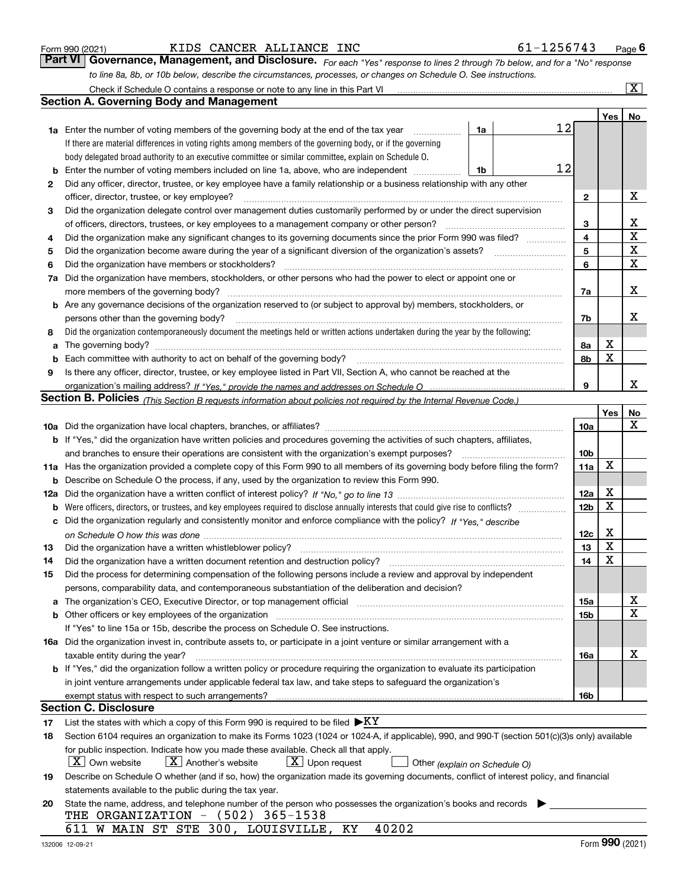Form 990 (2021) KIDS CANCER ALLIANCE INC 61-1256743 Page **6**

**Part VI Governance, Management, and Disclosure.** *For each "Yes" response to lines 2 through 7b below, and for a "No" response to line 8a, 8b, or 10b below, describe the circumstances, processes, or changes on Schedule O. See instructions.*

Check if Schedule O contains a response or note to any line in this Part VI ☒

## Section A. Governing Body and Management

| | | | | Yes | No |
|---|---|---|---|---|---|
| **1a** | Enter the number of voting members of the governing body at the end of the tax year | 1a | 12 | | |
| | If there are material differences in voting rights among members of the governing body, or if the governing body delegated broad authority to an executive committee or similar committee, explain on Schedule O. | | | | |
| **b** | Enter the number of voting members included on line 1a, above, who are independent | 1b | 12 | | |
| **2** | Did any officer, director, trustee, or key employee have a family relationship or a business relationship with any other officer, director, trustee, or key employee? | 2 | | | X |
| **3** | Did the organization delegate control over management duties customarily performed by or under the direct supervision of officers, directors, trustees, or key employees to a management company or other person? | 3 | | | X |
| **4** | Did the organization make any significant changes to its governing documents since the prior Form 990 was filed? | 4 | | | X |
| **5** | Did the organization become aware during the year of a significant diversion of the organization's assets? | 5 | | | X |
| **6** | Did the organization have members or stockholders? | 6 | | | X |
| **7a** | Did the organization have members, stockholders, or other persons who had the power to elect or appoint one or more members of the governing body? | 7a | | | X |
| **b** | Are any governance decisions of the organization reserved to (or subject to approval by) members, stockholders, or persons other than the governing body? | 7b | | | X |
| **8** | Did the organization contemporaneously document the meetings held or written actions undertaken during the year by the following: | | | | |
| **a** | The governing body? | 8a | | X | |
| **b** | Each committee with authority to act on behalf of the governing body? | 8b | | X | |
| **9** | Is there any officer, director, trustee, or key employee listed in Part VII, Section A, who cannot be reached at the organization's mailing address? *If "Yes," provide the names and addresses on Schedule O* | 9 | | | X |

## Section B. Policies *(This Section B requests information about policies not required by the Internal Revenue Code.)*

| | | | Yes | No |
|---|---|---|---|---|
| **10a** | Did the organization have local chapters, branches, or affiliates? | 10a | | X |
| **b** | If "Yes," did the organization have written policies and procedures governing the activities of such chapters, affiliates, and branches to ensure their operations are consistent with the organization's exempt purposes? | 10b | | |
| **11a** | Has the organization provided a complete copy of this Form 990 to all members of its governing body before filing the form? | 11a | X | |
| **b** | Describe on Schedule O the process, if any, used by the organization to review this Form 990. | | | |
| **12a** | Did the organization have a written conflict of interest policy? *If "No," go to line 13* | 12a | X | |
| **b** | Were officers, directors, or trustees, and key employees required to disclose annually interests that could give rise to conflicts? | 12b | X | |
| **c** | Did the organization regularly and consistently monitor and enforce compliance with the policy? *If "Yes," describe on Schedule O how this was done* | 12c | X | |
| **13** | Did the organization have a written whistleblower policy? | 13 | X | |
| **14** | Did the organization have a written document retention and destruction policy? | 14 | X | |
| **15** | Did the process for determining compensation of the following persons include a review and approval by independent persons, comparability data, and contemporaneous substantiation of the deliberation and decision? | | | |
| **a** | The organization's CEO, Executive Director, or top management official | 15a | | X |
| **b** | Other officers or key employees of the organization | 15b | | X |
| | If "Yes" to line 15a or 15b, describe the process on Schedule O. See instructions. | | | |
| **16a** | Did the organization invest in, contribute assets to, or participate in a joint venture or similar arrangement with a taxable entity during the year? | 16a | | X |
| **b** | If "Yes," did the organization follow a written policy or procedure requiring the organization to evaluate its participation in joint venture arrangements under applicable federal tax law, and take steps to safeguard the organization's exempt status with respect to such arrangements? | 16b | | |

## Section C. Disclosure

**17** List the states with which a copy of this Form 990 is required to be filed ▶KY

**18** Section 6104 requires an organization to make its Forms 1023 (1024 or 1024-A, if applicable), 990, and 990-T (section 501(c)(3)s only) available for public inspection. Indicate how you made these available. Check all that apply.

☒ Own website ☒ Another's website ☒ Upon request ☐ Other *(explain on Schedule O)*

**19** Describe on Schedule O whether (and if so, how) the organization made its governing documents, conflict of interest policy, and financial statements available to the public during the tax year.

**20** State the name, address, and telephone number of the person who possesses the organization's books and records ▶

THE ORGANIZATION - (502) 365-1538
611 W MAIN ST STE 300, LOUISVILLE, KY 40202

132006 12-09-21 Form **990** (2021)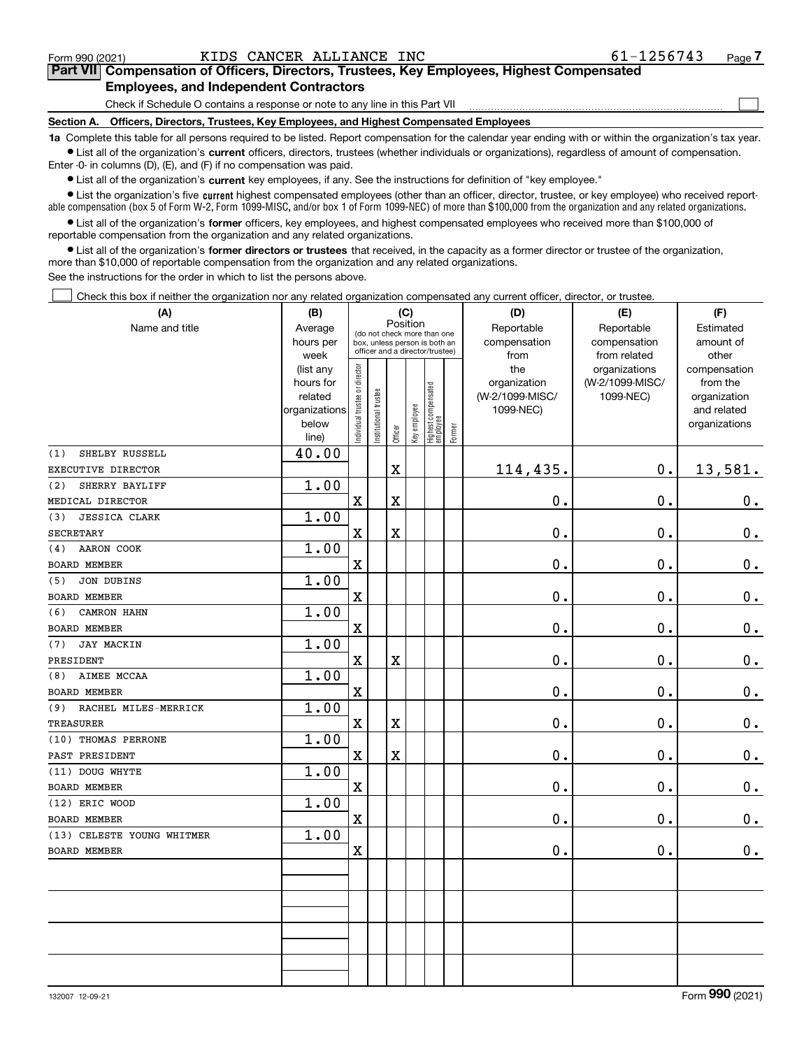Form 990 (2021) KIDS CANCER ALLIANCE INC 61-1256743

## Part VII Compensation of Officers, Directors, Trustees, Key Employees, Highest Compensated Employees, and Independent Contractors

Check if Schedule O contains a response or note to any line in this Part VII

### Section A. Officers, Directors, Trustees, Key Employees, and Highest Compensated Employees

**1a** Complete this table for all persons required to be listed. Report compensation for the calendar year ending with or within the organization's tax year.

- List all of the organization's **current** officers, directors, trustees (whether individuals or organizations), regardless of amount of compensation. Enter -0- in columns (D), (E), and (F) if no compensation was paid.
- List all of the organization's **current** key employees, if any. See the instructions for definition of "key employee."
- List the organization's five **current** highest compensated employees (other than an officer, director, trustee, or key employee) who received reportable compensation (box 5 of Form W-2, Form 1099-MISC, and/or box 1 of Form 1099-NEC) of more than $100,000 from the organization and any related organizations.
- List all of the organization's **former** officers, key employees, and highest compensated employees who received more than $100,000 of reportable compensation from the organization and any related organizations.
- List all of the organization's **former directors or trustees** that received, in the capacity as a former director or trustee of the organization, more than $10,000 of reportable compensation from the organization and any related organizations.

See the instructions for the order in which to list the persons above.

Check this box if neither the organization nor any related organization compensated any current officer, director, or trustee.

| (A) Name and title | (B) Average hours per week (list any hours for related organizations below line) | (C) Position: Individual trustee or director | Institutional trustee | Officer | Key employee | Highest compensated employee | Former | (D) Reportable compensation from the organization (W-2/1099-MISC/1099-NEC) | (E) Reportable compensation from related organizations (W-2/1099-MISC/1099-NEC) | (F) Estimated amount of other compensation from the organization and related organizations |
|---|---|---|---|---|---|---|---|---|---|---|
| (1) SHELBY RUSSELL<br>EXECUTIVE DIRECTOR | 40.00 | | | X | | | | 114,435. | 0. | 13,581. |
| (2) SHERRY BAYLIFF<br>MEDICAL DIRECTOR | 1.00 | X | | X | | | | 0. | 0. | 0. |
| (3) JESSICA CLARK<br>SECRETARY | 1.00 | X | | X | | | | 0. | 0. | 0. |
| (4) AARON COOK<br>BOARD MEMBER | 1.00 | X | | | | | | 0. | 0. | 0. |
| (5) JON DUBINS<br>BOARD MEMBER | 1.00 | X | | | | | | 0. | 0. | 0. |
| (6) CAMRON HAHN<br>BOARD MEMBER | 1.00 | X | | | | | | 0. | 0. | 0. |
| (7) JAY MACKIN<br>PRESIDENT | 1.00 | X | | X | | | | 0. | 0. | 0. |
| (8) AIMEE MCCAA<br>BOARD MEMBER | 1.00 | X | | | | | | 0. | 0. | 0. |
| (9) RACHEL MILES-MERRICK<br>TREASURER | 1.00 | X | | X | | | | 0. | 0. | 0. |
| (10) THOMAS PERRONE<br>PAST PRESIDENT | 1.00 | X | | X | | | | 0. | 0. | 0. |
| (11) DOUG WHYTE<br>BOARD MEMBER | 1.00 | X | | | | | | 0. | 0. | 0. |
| (12) ERIC WOOD<br>BOARD MEMBER | 1.00 | X | | | | | | 0. | 0. | 0. |
| (13) CELESTE YOUNG WHITMER<br>BOARD MEMBER | 1.00 | X | | | | | | 0. | 0. | 0. |

Form **990** (2021)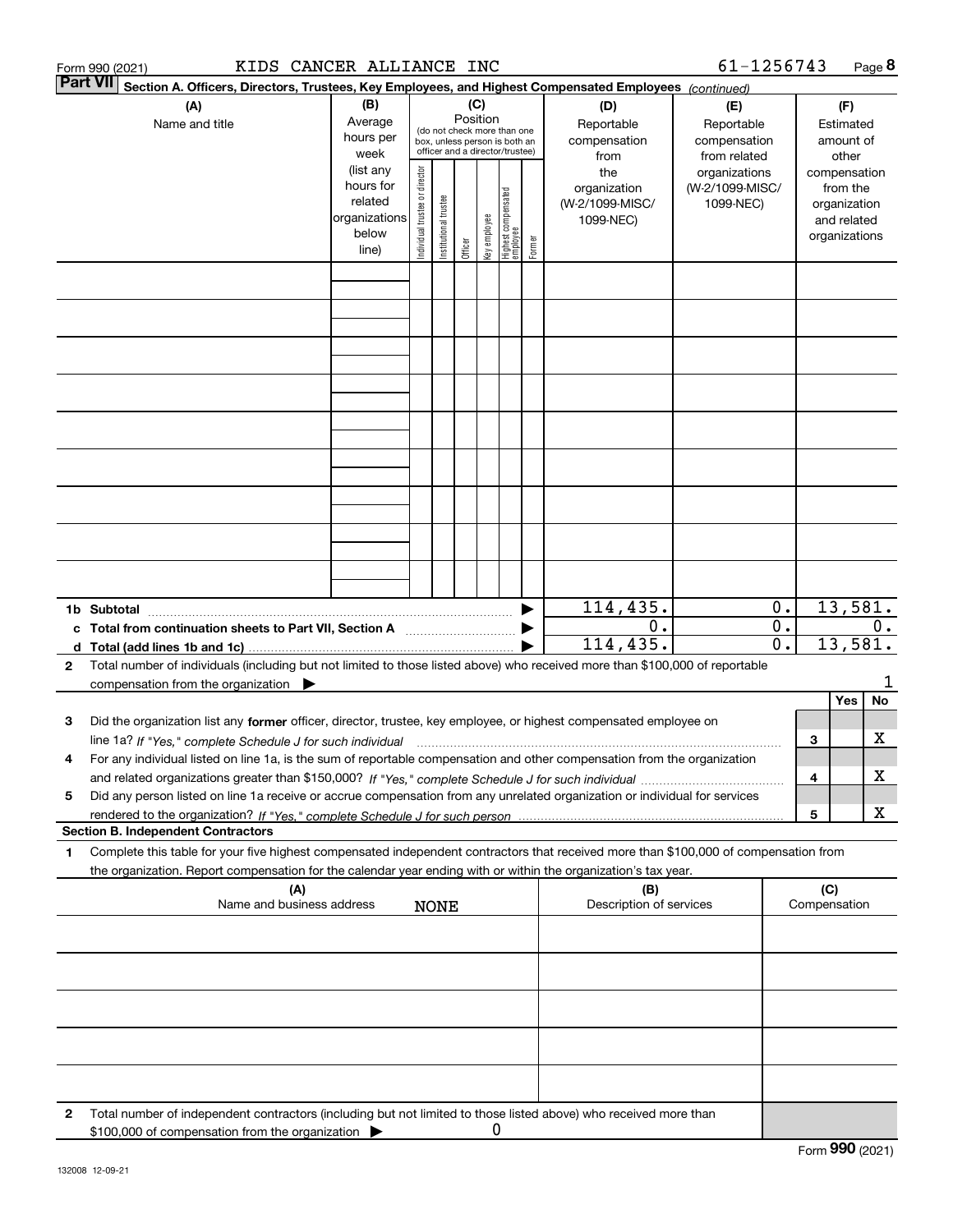Form 990 (2021) KIDS CANCER ALLIANCE INC 61-1256743 Page **8**

**Part VII** Section A. Officers, Directors, Trustees, Key Employees, and Highest Compensated Employees *(continued)*

| (A) Name and title | (B) Average hours per week (list any hours for related organizations below line) | (C) Position (do not check more than one box, unless person is both an officer and a director/trustee): Individual trustee or director | Institutional trustee | Officer | Key employee | Highest compensated employee | Former | (D) Reportable compensation from the organization (W-2/1099-MISC/1099-NEC) | (E) Reportable compensation from related organizations (W-2/1099-MISC/1099-NEC) | (F) Estimated amount of other compensation from the organization and related organizations |
|---|---|---|---|---|---|---|---|---|---|---|
| | | | | | | | | | | |
| | | | | | | | | | | |
| | | | | | | | | | | |
| | | | | | | | | | | |
| | | | | | | | | | | |
| | | | | | | | | | | |
| | | | | | | | | | | |
| | | | | | | | | | | |
| | | | | | | | | | | |
| **1b Subtotal** | | | | | | | | 114,435. | 0. | 13,581. |
| **c Total from continuation sheets to Part VII, Section A** | | | | | | | | 0. | 0. | 0. |
| **d Total (add lines 1b and 1c)** | | | | | | | | 114,435. | 0. | 13,581. |

**2** Total number of individuals (including but not limited to those listed above) who received more than $100,000 of reportable compensation from the organization ▶ 1

| | | | Yes | No |
|---|---|---|---|---|
| **3** | Did the organization list any **former** officer, director, trustee, key employee, or highest compensated employee on line 1a? *If "Yes," complete Schedule J for such individual* | 3 | | X |
| **4** | For any individual listed on line 1a, is the sum of reportable compensation and other compensation from the organization and related organizations greater than $150,000? *If "Yes," complete Schedule J for such individual* | 4 | | X |
| **5** | Did any person listed on line 1a receive or accrue compensation from any unrelated organization or individual for services rendered to the organization? *If "Yes," complete Schedule J for such person* | 5 | | X |

**Section B. Independent Contractors**

**1** Complete this table for your five highest compensated independent contractors that received more than $100,000 of compensation from the organization. Report compensation for the calendar year ending with or within the organization's tax year.

| (A) Name and business address | (B) Description of services | (C) Compensation |
|---|---|---|
| NONE | | |
| | | |
| | | |
| | | |
| | | |

**2** Total number of independent contractors (including but not limited to those listed above) who received more than $100,000 of compensation from the organization ▶ 0

Form **990** (2021)

132008 12-09-21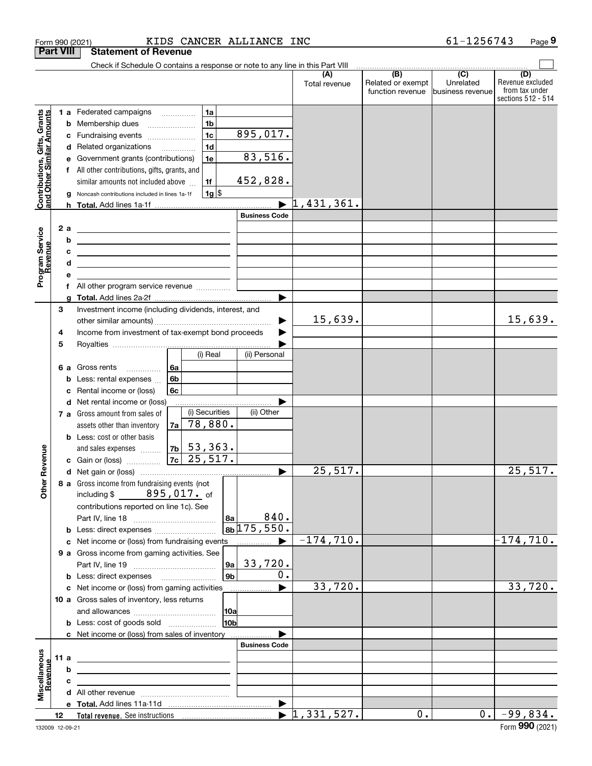Form 990 (2021) KIDS CANCER ALLIANCE INC 61-1256743 Page **9**

## Part VIII Statement of Revenue

Check if Schedule O contains a response or note to any line in this Part VIII

| | | | (A) Total revenue | (B) Related or exempt function revenue | (C) Unrelated business revenue | (D) Revenue excluded from tax under sections 512 - 514 |
|---|---|---|---|---|---|---|
| **Contributions, Gifts, Grants and Other Similar Amounts** | 1 a Federated campaigns | 1a | | | | |
| | b Membership dues | 1b | | | | |
| | c Fundraising events | 1c 895,017. | | | | |
| | d Related organizations | 1d | | | | |
| | e Government grants (contributions) | 1e 83,516. | | | | |
| | f All other contributions, gifts, grants, and similar amounts not included above | 1f 452,828. | | | | |
| | g Noncash contributions included in lines 1a-1f | 1g $ | | | | |
| | h **Total.** Add lines 1a-1f | ▶ | 1,431,361. | | | |
| **Program Service Revenue** | | Business Code | | | | |
| | 2 a | | | | | |
| | b | | | | | |
| | c | | | | | |
| | d | | | | | |
| | e | | | | | |
| | f All other program service revenue | | | | | |
| | g **Total.** Add lines 2a-2f | ▶ | | | | |
| **Other Revenue** | 3 Investment income (including dividends, interest, and other similar amounts) | ▶ | 15,639. | | | 15,639. |
| | 4 Income from investment of tax-exempt bond proceeds | ▶ | | | | |
| | 5 Royalties | ▶ | | | | |
| | | (i) Real / (ii) Personal | | | | |
| | 6 a Gross rents | 6a | | | | |
| | b Less: rental expenses | 6b | | | | |
| | c Rental income or (loss) | 6c | | | | |
| | d Net rental income or (loss) | ▶ | | | | |
| | | (i) Securities / (ii) Other | | | | |
| | 7 a Gross amount from sales of assets other than inventory | 7a 78,880. | | | | |
| | b Less: cost or other basis and sales expenses | 7b 53,363. | | | | |
| | c Gain or (loss) | 7c 25,517. | | | | |
| | d Net gain or (loss) | ▶ | 25,517. | | | 25,517. |
| | 8 a Gross income from fundraising events (not including $ 895,017. of contributions reported on line 1c). See Part IV, line 18 | 8a 840. | | | | |
| | b Less: direct expenses | 8b 175,550. | | | | |
| | c Net income or (loss) from fundraising events | ▶ | -174,710. | | | -174,710. |
| | 9 a Gross income from gaming activities. See Part IV, line 19 | 9a 33,720. | | | | |
| | b Less: direct expenses | 9b 0. | | | | |
| | c Net income or (loss) from gaming activities | ▶ | 33,720. | | | 33,720. |
| | 10 a Gross sales of inventory, less returns and allowances | 10a | | | | |
| | b Less: cost of goods sold | 10b | | | | |
| | c Net income or (loss) from sales of inventory | ▶ | | | | |
| **Miscellaneous Revenue** | | Business Code | | | | |
| | 11 a | | | | | |
| | b | | | | | |
| | c | | | | | |
| | d All other revenue | | | | | |
| | e **Total.** Add lines 11a-11d | ▶ | | | | |
| | 12 **Total revenue.** See instructions | ▶ | 1,331,527. | 0. | 0. | -99,834. |

132009 12-09-21 Form **990** (2021)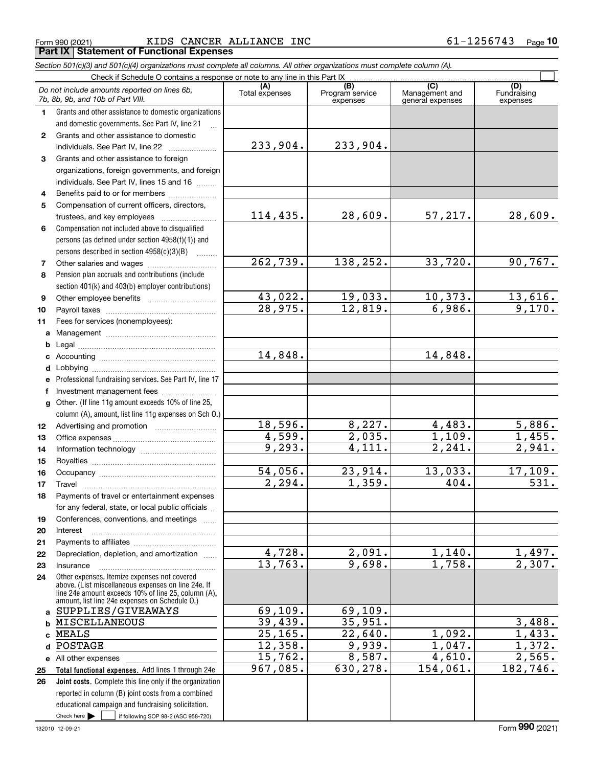Form 990 (2021) KIDS CANCER ALLIANCE INC 61-1256743

## Part IX Statement of Functional Expenses

*Section 501(c)(3) and 501(c)(4) organizations must complete all columns. All other organizations must complete column (A).*

Check if Schedule O contains a response or note to any line in this Part IX

| | *Do not include amounts reported on lines 6b, 7b, 8b, 9b, and 10b of Part VIII.* | (A) Total expenses | (B) Program service expenses | (C) Management and general expenses | (D) Fundraising expenses |
|---|---|---|---|---|---|
| 1 | Grants and other assistance to domestic organizations and domestic governments. See Part IV, line 21 | | | | |
| 2 | Grants and other assistance to domestic individuals. See Part IV, line 22 | 233,904. | 233,904. | | |
| 3 | Grants and other assistance to foreign organizations, foreign governments, and foreign individuals. See Part IV, lines 15 and 16 | | | | |
| 4 | Benefits paid to or for members | | | | |
| 5 | Compensation of current officers, directors, trustees, and key employees | 114,435. | 28,609. | 57,217. | 28,609. |
| 6 | Compensation not included above to disqualified persons (as defined under section 4958(f)(1)) and persons described in section 4958(c)(3)(B) | | | | |
| 7 | Other salaries and wages | 262,739. | 138,252. | 33,720. | 90,767. |
| 8 | Pension plan accruals and contributions (include section 401(k) and 403(b) employer contributions) | | | | |
| 9 | Other employee benefits | 43,022. | 19,033. | 10,373. | 13,616. |
| 10 | Payroll taxes | 28,975. | 12,819. | 6,986. | 9,170. |
| 11 | Fees for services (nonemployees): | | | | |
| a | Management | | | | |
| b | Legal | | | | |
| c | Accounting | 14,848. | | 14,848. | |
| d | Lobbying | | | | |
| e | Professional fundraising services. See Part IV, line 17 | | | | |
| f | Investment management fees | | | | |
| g | Other. (If line 11g amount exceeds 10% of line 25, column (A), amount, list line 11g expenses on Sch O.) | | | | |
| 12 | Advertising and promotion | 18,596. | 8,227. | 4,483. | 5,886. |
| 13 | Office expenses | 4,599. | 2,035. | 1,109. | 1,455. |
| 14 | Information technology | 9,293. | 4,111. | 2,241. | 2,941. |
| 15 | Royalties | | | | |
| 16 | Occupancy | 54,056. | 23,914. | 13,033. | 17,109. |
| 17 | Travel | 2,294. | 1,359. | 404. | 531. |
| 18 | Payments of travel or entertainment expenses for any federal, state, or local public officials | | | | |
| 19 | Conferences, conventions, and meetings | | | | |
| 20 | Interest | | | | |
| 21 | Payments to affiliates | | | | |
| 22 | Depreciation, depletion, and amortization | 4,728. | 2,091. | 1,140. | 1,497. |
| 23 | Insurance | 13,763. | 9,698. | 1,758. | 2,307. |
| 24 | Other expenses. Itemize expenses not covered above. (List miscellaneous expenses on line 24e. If line 24e amount exceeds 10% of line 25, column (A), amount, list line 24e expenses on Schedule O.) | | | | |
| a | SUPPLIES/GIVEAWAYS | 69,109. | 69,109. | | |
| b | MISCELLANEOUS | 39,439. | 35,951. | | 3,488. |
| c | MEALS | 25,165. | 22,640. | 1,092. | 1,433. |
| d | POSTAGE | 12,358. | 9,939. | 1,047. | 1,372. |
| e | All other expenses | 15,762. | 8,587. | 4,610. | 2,565. |
| 25 | **Total functional expenses.** Add lines 1 through 24e | 967,085. | 630,278. | 154,061. | 182,746. |
| 26 | **Joint costs.** Complete this line only if the organization reported in column (B) joint costs from a combined educational campaign and fundraising solicitation. Check here ☐ if following SOP 98-2 (ASC 958-720) | | | | |

132010 12-09-21 Form **990** (2021)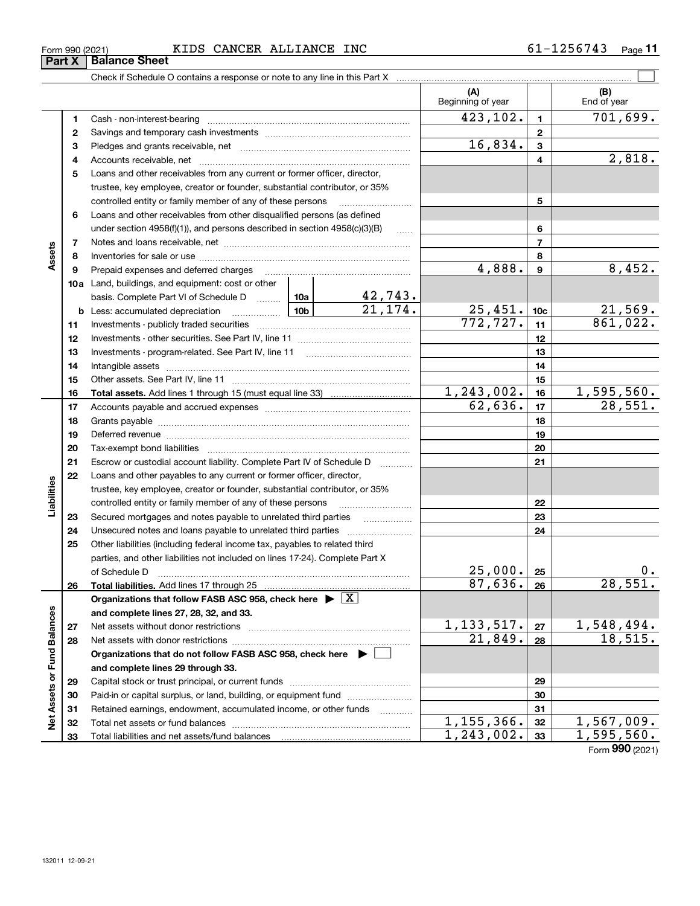Form 990 (2021) KIDS CANCER ALLIANCE INC 61-1256743

## Part X Balance Sheet

Check if Schedule O contains a response or note to any line in this Part X

| | | | | (A) Beginning of year | | (B) End of year |
|---|---|---|---|---|---|---|
| **Assets** | 1 | Cash - non-interest-bearing | | 423,102. | 1 | 701,699. |
| | 2 | Savings and temporary cash investments | | | 2 | |
| | 3 | Pledges and grants receivable, net | | 16,834. | 3 | |
| | 4 | Accounts receivable, net | | | 4 | 2,818. |
| | 5 | Loans and other receivables from any current or former officer, director, trustee, key employee, creator or founder, substantial contributor, or 35% controlled entity or family member of any of these persons | | | 5 | |
| | 6 | Loans and other receivables from other disqualified persons (as defined under section 4958(f)(1)), and persons described in section 4958(c)(3)(B) | | | 6 | |
| | 7 | Notes and loans receivable, net | | | 7 | |
| | 8 | Inventories for sale or use | | | 8 | |
| | 9 | Prepaid expenses and deferred charges | | 4,888. | 9 | 8,452. |
| | 10a | Land, buildings, and equipment: cost or other basis. Complete Part VI of Schedule D | 10a 42,743. | | | |
| | b | Less: accumulated depreciation | 10b 21,174. | 25,451. | 10c | 21,569. |
| | 11 | Investments - publicly traded securities | | 772,727. | 11 | 861,022. |
| | 12 | Investments - other securities. See Part IV, line 11 | | | 12 | |
| | 13 | Investments - program-related. See Part IV, line 11 | | | 13 | |
| | 14 | Intangible assets | | | 14 | |
| | 15 | Other assets. See Part IV, line 11 | | | 15 | |
| | 16 | **Total assets.** Add lines 1 through 15 (must equal line 33) | | 1,243,002. | 16 | 1,595,560. |
| **Liabilities** | 17 | Accounts payable and accrued expenses | | 62,636. | 17 | 28,551. |
| | 18 | Grants payable | | | 18 | |
| | 19 | Deferred revenue | | | 19 | |
| | 20 | Tax-exempt bond liabilities | | | 20 | |
| | 21 | Escrow or custodial account liability. Complete Part IV of Schedule D | | | 21 | |
| | 22 | Loans and other payables to any current or former officer, director, trustee, key employee, creator or founder, substantial contributor, or 35% controlled entity or family member of any of these persons | | | 22 | |
| | 23 | Secured mortgages and notes payable to unrelated third parties | | | 23 | |
| | 24 | Unsecured notes and loans payable to unrelated third parties | | | 24 | |
| | 25 | Other liabilities (including federal income tax, payables to related third parties, and other liabilities not included on lines 17-24). Complete Part X of Schedule D | | 25,000. | 25 | 0. |
| | 26 | **Total liabilities.** Add lines 17 through 25 | | 87,636. | 26 | 28,551. |
| **Net Assets or Fund Balances** | | **Organizations that follow FASB ASC 958, check here** ▶ [X] **and complete lines 27, 28, 32, and 33.** | | | | |
| | 27 | Net assets without donor restrictions | | 1,133,517. | 27 | 1,548,494. |
| | 28 | Net assets with donor restrictions | | 21,849. | 28 | 18,515. |
| | | **Organizations that do not follow FASB ASC 958, check here** ▶ [ ] **and complete lines 29 through 33.** | | | | |
| | 29 | Capital stock or trust principal, or current funds | | | 29 | |
| | 30 | Paid-in or capital surplus, or land, building, or equipment fund | | | 30 | |
| | 31 | Retained earnings, endowment, accumulated income, or other funds | | | 31 | |
| | 32 | Total net assets or fund balances | | 1,155,366. | 32 | 1,567,009. |
| | 33 | Total liabilities and net assets/fund balances | | 1,243,002. | 33 | 1,595,560. |

Form **990** (2021)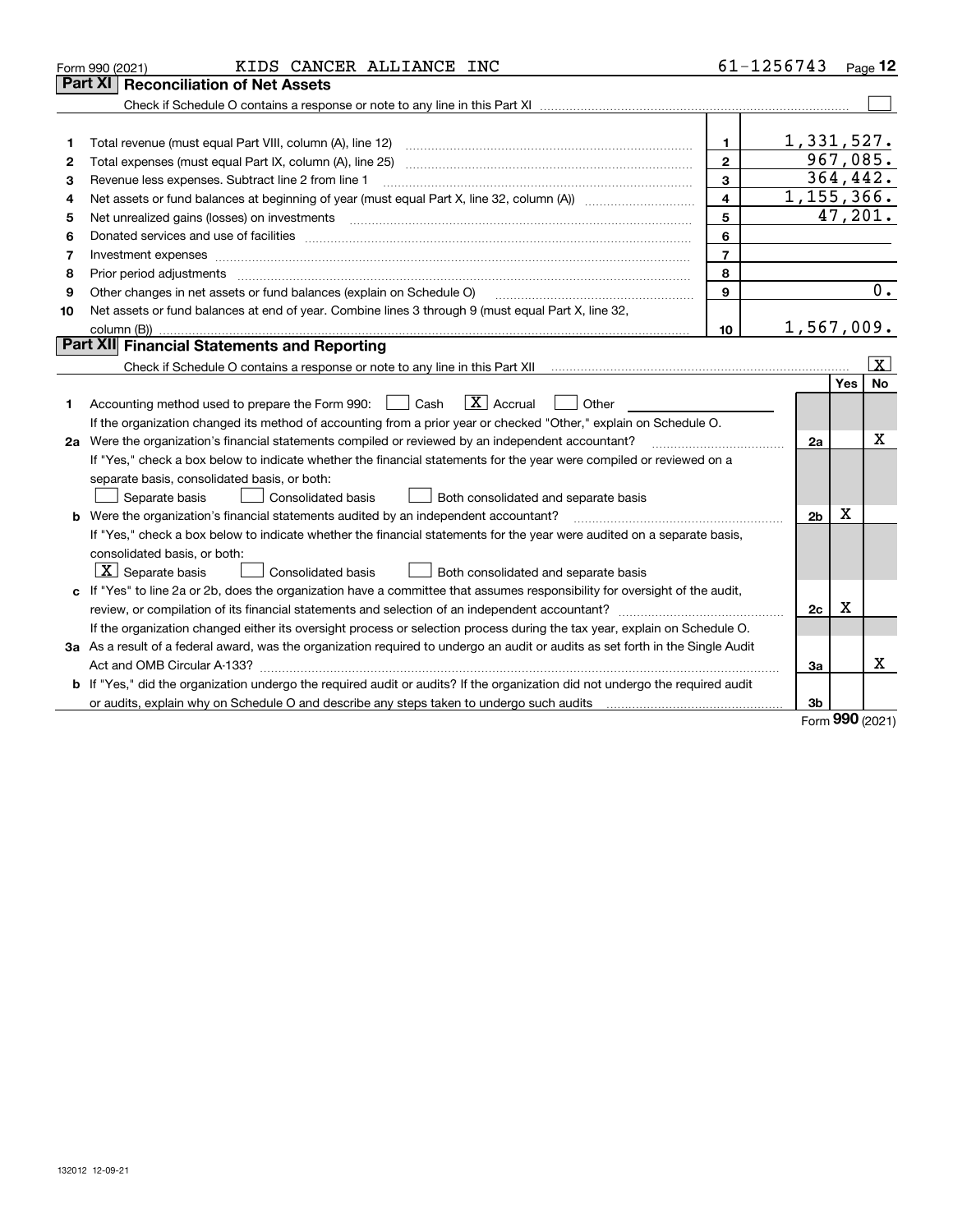Form 990 (2021) KIDS CANCER ALLIANCE INC 61-1256743

## Part XI Reconciliation of Net Assets

Check if Schedule O contains a response or note to any line in this Part XI ☐

| | | | |
|---|---|---|---|
| 1 | Total revenue (must equal Part VIII, column (A), line 12) | 1 | 1,331,527. |
| 2 | Total expenses (must equal Part IX, column (A), line 25) | 2 | 967,085. |
| 3 | Revenue less expenses. Subtract line 2 from line 1 | 3 | 364,442. |
| 4 | Net assets or fund balances at beginning of year (must equal Part X, line 32, column (A)) | 4 | 1,155,366. |
| 5 | Net unrealized gains (losses) on investments | 5 | 47,201. |
| 6 | Donated services and use of facilities | 6 | |
| 7 | Investment expenses | 7 | |
| 8 | Prior period adjustments | 8 | |
| 9 | Other changes in net assets or fund balances (explain on Schedule O) | 9 | 0. |
| 10 | Net assets or fund balances at end of year. Combine lines 3 through 9 (must equal Part X, line 32, column (B)) | 10 | 1,567,009. |

## Part XII Financial Statements and Reporting

Check if Schedule O contains a response or note to any line in this Part XII ☒

| | | | Yes | No |
|---|---|---|---|---|
| 1 | Accounting method used to prepare the Form 990: ☐ Cash ☒ Accrual ☐ Other<br>If the organization changed its method of accounting from a prior year or checked "Other," explain on Schedule O. | | | |
| 2a | Were the organization's financial statements compiled or reviewed by an independent accountant?<br>If "Yes," check a box below to indicate whether the financial statements for the year were compiled or reviewed on a separate basis, consolidated basis, or both:<br>☐ Separate basis ☐ Consolidated basis ☐ Both consolidated and separate basis | 2a | | X |
| b | Were the organization's financial statements audited by an independent accountant?<br>If "Yes," check a box below to indicate whether the financial statements for the year were audited on a separate basis, consolidated basis, or both:<br>☒ Separate basis ☐ Consolidated basis ☐ Both consolidated and separate basis | 2b | X | |
| c | If "Yes" to line 2a or 2b, does the organization have a committee that assumes responsibility for oversight of the audit, review, or compilation of its financial statements and selection of an independent accountant?<br>If the organization changed either its oversight process or selection process during the tax year, explain on Schedule O. | 2c | X | |
| 3a | As a result of a federal award, was the organization required to undergo an audit or audits as set forth in the Single Audit Act and OMB Circular A-133? | 3a | | X |
| b | If "Yes," did the organization undergo the required audit or audits? If the organization did not undergo the required audit or audits, explain why on Schedule O and describe any steps taken to undergo such audits | 3b | | |

Form **990** (2021)

132012 12-09-21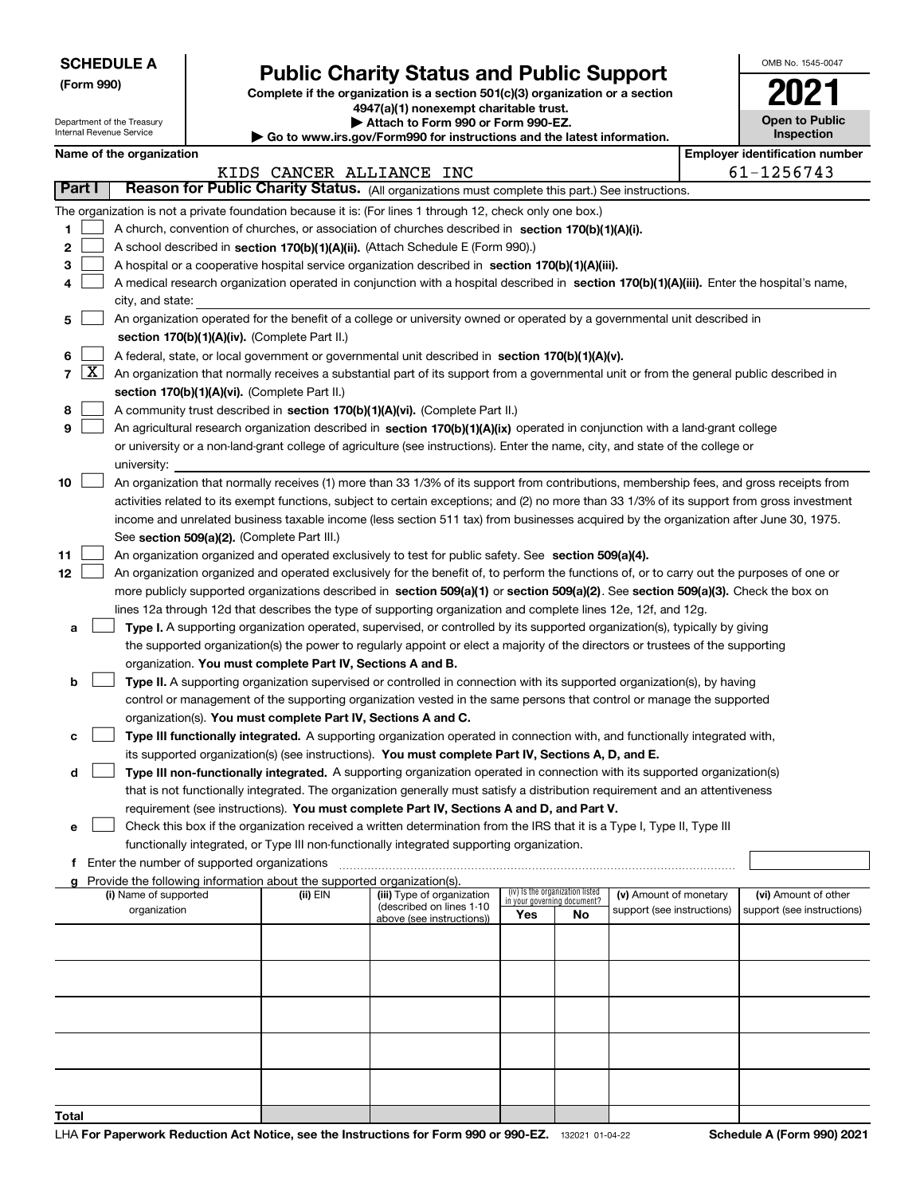**SCHEDULE A**
**(Form 990)**

Department of the Treasury
Internal Revenue Service

# Public Charity Status and Public Support

**Complete if the organization is a section 501(c)(3) organization or a section 4947(a)(1) nonexempt charitable trust.**
**▶ Attach to Form 990 or Form 990-EZ.**
**▶ Go to www.irs.gov/Form990 for instructions and the latest information.**

OMB No. 1545-0047
**2021**
**Open to Public Inspection**

**Name of the organization**
KIDS CANCER ALLIANCE INC

**Employer identification number**
61-1256743

**Part I — Reason for Public Charity Status.** (All organizations must complete this part.) See instructions.

The organization is not a private foundation because it is: (For lines 1 through 12, check only one box.)

1. ☐ A church, convention of churches, or association of churches described in **section 170(b)(1)(A)(i).**
2. ☐ A school described in **section 170(b)(1)(A)(ii).** (Attach Schedule E (Form 990).)
3. ☐ A hospital or a cooperative hospital service organization described in **section 170(b)(1)(A)(iii).**
4. ☐ A medical research organization operated in conjunction with a hospital described in **section 170(b)(1)(A)(iii).** Enter the hospital's name, city, and state:
5. ☐ An organization operated for the benefit of a college or university owned or operated by a governmental unit described in **section 170(b)(1)(A)(iv).** (Complete Part II.)
6. ☐ A federal, state, or local government or governmental unit described in **section 170(b)(1)(A)(v).**
7. ☒ An organization that normally receives a substantial part of its support from a governmental unit or from the general public described in **section 170(b)(1)(A)(vi).** (Complete Part II.)
8. ☐ A community trust described in **section 170(b)(1)(A)(vi).** (Complete Part II.)
9. ☐ An agricultural research organization described in **section 170(b)(1)(A)(ix)** operated in conjunction with a land-grant college or university or a non-land-grant college of agriculture (see instructions). Enter the name, city, and state of the college or university:
10. ☐ An organization that normally receives (1) more than 33 1/3% of its support from contributions, membership fees, and gross receipts from activities related to its exempt functions, subject to certain exceptions; and (2) no more than 33 1/3% of its support from gross investment income and unrelated business taxable income (less section 511 tax) from businesses acquired by the organization after June 30, 1975. See **section 509(a)(2).** (Complete Part III.)
11. ☐ An organization organized and operated exclusively to test for public safety. See **section 509(a)(4).**
12. ☐ An organization organized and operated exclusively for the benefit of, to perform the functions of, or to carry out the purposes of one or more publicly supported organizations described in **section 509(a)(1)** or **section 509(a)(2)**. See **section 509(a)(3).** Check the box on lines 12a through 12d that describes the type of supporting organization and complete lines 12e, 12f, and 12g.
   - **a** ☐ **Type I.** A supporting organization operated, supervised, or controlled by its supported organization(s), typically by giving the supported organization(s) the power to regularly appoint or elect a majority of the directors or trustees of the supporting organization. **You must complete Part IV, Sections A and B.**
   - **b** ☐ **Type II.** A supporting organization supervised or controlled in connection with its supported organization(s), by having control or management of the supporting organization vested in the same persons that control or manage the supported organization(s). **You must complete Part IV, Sections A and C.**
   - **c** ☐ **Type III functionally integrated.** A supporting organization operated in connection with, and functionally integrated with, its supported organization(s) (see instructions). **You must complete Part IV, Sections A, D, and E.**
   - **d** ☐ **Type III non-functionally integrated.** A supporting organization operated in connection with its supported organization(s) that is not functionally integrated. The organization generally must satisfy a distribution requirement and an attentiveness requirement (see instructions). **You must complete Part IV, Sections A and D, and Part V.**
   - **e** ☐ Check this box if the organization received a written determination from the IRS that it is a Type I, Type II, Type III functionally integrated, or Type III non-functionally integrated supporting organization.
   - **f** Enter the number of supported organizations
   - **g** Provide the following information about the supported organization(s).

| (i) Name of supported organization | (ii) EIN | (iii) Type of organization (described on lines 1-10 above (see instructions)) | (iv) Is the organization listed in your governing document? Yes | No | (v) Amount of monetary support (see instructions) | (vi) Amount of other support (see instructions) |
|---|---|---|---|---|---|---|
| | | | | | | |
| | | | | | | |
| | | | | | | |
| | | | | | | |
| | | | | | | |
| **Total** | | | | | | |

LHA **For Paperwork Reduction Act Notice, see the Instructions for Form 990 or 990-EZ.** 132021 01-04-22 **Schedule A (Form 990) 2021**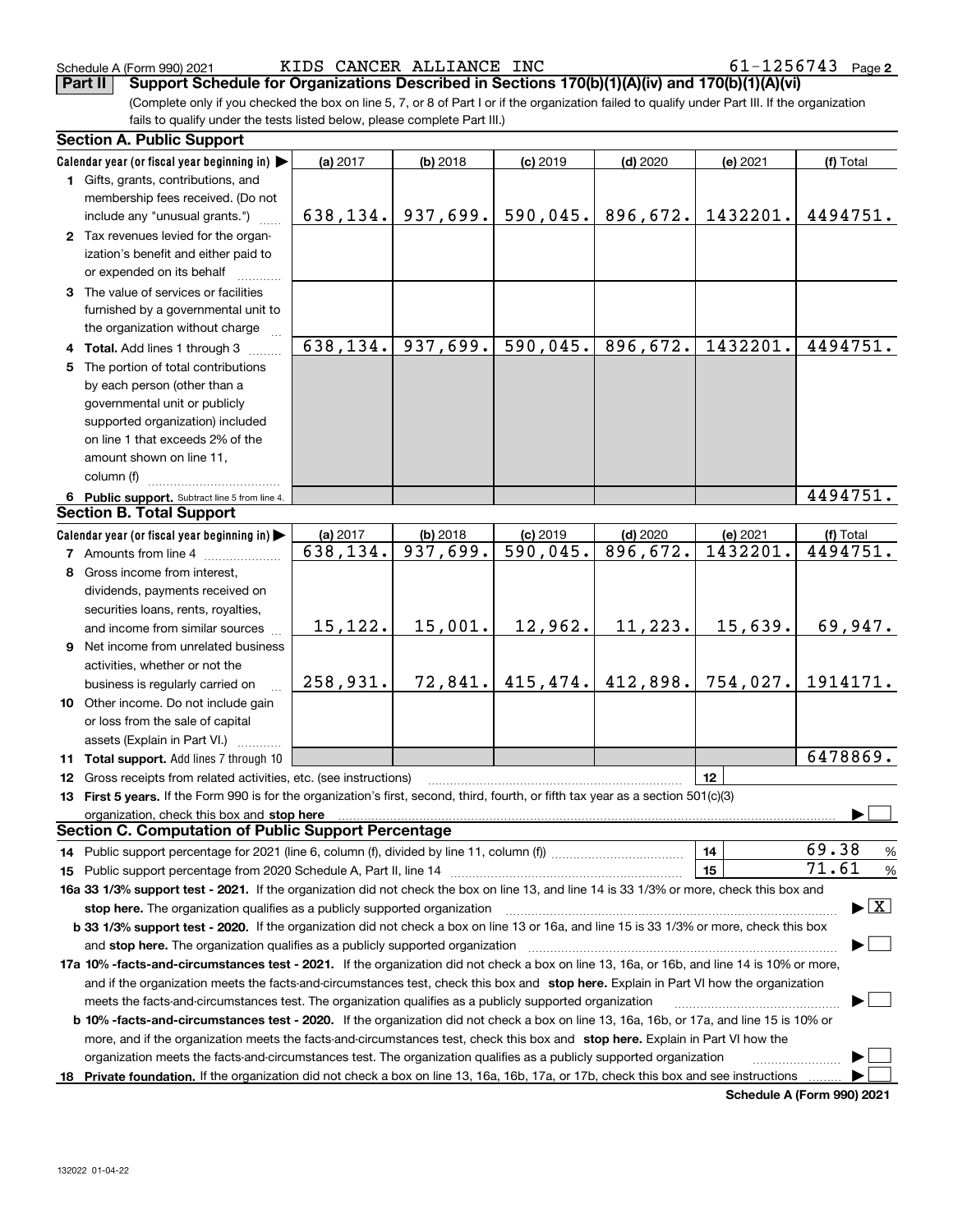Schedule A (Form 990) 2021 KIDS CANCER ALLIANCE INC 61-1256743 Page 2

**Part II** **Support Schedule for Organizations Described in Sections 170(b)(1)(A)(iv) and 170(b)(1)(A)(vi)**

(Complete only if you checked the box on line 5, 7, or 8 of Part I or if the organization failed to qualify under Part III. If the organization fails to qualify under the tests listed below, please complete Part III.)

## Section A. Public Support

| Calendar year (or fiscal year beginning in) ▶ | (a) 2017 | (b) 2018 | (c) 2019 | (d) 2020 | (e) 2021 | (f) Total |
|---|---|---|---|---|---|---|
| **1** Gifts, grants, contributions, and membership fees received. (Do not include any "unusual grants.") | 638,134. | 937,699. | 590,045. | 896,672. | 1432201. | 4494751. |
| **2** Tax revenues levied for the organization's benefit and either paid to or expended on its behalf | | | | | | |
| **3** The value of services or facilities furnished by a governmental unit to the organization without charge | | | | | | |
| **4 Total.** Add lines 1 through 3 | 638,134. | 937,699. | 590,045. | 896,672. | 1432201. | 4494751. |
| **5** The portion of total contributions by each person (other than a governmental unit or publicly supported organization) included on line 1 that exceeds 2% of the amount shown on line 11, column (f) | | | | | | |
| **6 Public support.** Subtract line 5 from line 4. | | | | | | 4494751. |

## Section B. Total Support

| Calendar year (or fiscal year beginning in) ▶ | (a) 2017 | (b) 2018 | (c) 2019 | (d) 2020 | (e) 2021 | (f) Total |
|---|---|---|---|---|---|---|
| **7** Amounts from line 4 | 638,134. | 937,699. | 590,045. | 896,672. | 1432201. | 4494751. |
| **8** Gross income from interest, dividends, payments received on securities loans, rents, royalties, and income from similar sources | 15,122. | 15,001. | 12,962. | 11,223. | 15,639. | 69,947. |
| **9** Net income from unrelated business activities, whether or not the business is regularly carried on | 258,931. | 72,841. | 415,474. | 412,898. | 754,027. | 1914171. |
| **10** Other income. Do not include gain or loss from the sale of capital assets (Explain in Part VI.) | | | | | | |
| **11 Total support.** Add lines 7 through 10 | | | | | | 6478869. |

**12** Gross receipts from related activities, etc. (see instructions) | **12** |

**13 First 5 years.** If the Form 990 is for the organization's first, second, third, fourth, or fifth tax year as a section 501(c)(3) organization, check this box and **stop here** ▶ ☐

## Section C. Computation of Public Support Percentage

**14** Public support percentage for 2021 (line 6, column (f), divided by line 11, column (f)) | **14** | 69.38 %

**15** Public support percentage from 2020 Schedule A, Part II, line 14 | **15** | 71.61 %

**16a 33 1/3% support test - 2021.** If the organization did not check the box on line 13, and line 14 is 33 1/3% or more, check this box and **stop here.** The organization qualifies as a publicly supported organization ▶ ☒

**b 33 1/3% support test - 2020.** If the organization did not check a box on line 13 or 16a, and line 15 is 33 1/3% or more, check this box and **stop here.** The organization qualifies as a publicly supported organization ▶ ☐

**17a 10% -facts-and-circumstances test - 2021.** If the organization did not check a box on line 13, 16a, or 16b, and line 14 is 10% or more, and if the organization meets the facts-and-circumstances test, check this box and **stop here.** Explain in Part VI how the organization meets the facts-and-circumstances test. The organization qualifies as a publicly supported organization ▶ ☐

**b 10% -facts-and-circumstances test - 2020.** If the organization did not check a box on line 13, 16a, 16b, or 17a, and line 15 is 10% or more, and if the organization meets the facts-and-circumstances test, check this box and **stop here.** Explain in Part VI how the organization meets the facts-and-circumstances test. The organization qualifies as a publicly supported organization ▶ ☐

**18 Private foundation.** If the organization did not check a box on line 13, 16a, 16b, 17a, or 17b, check this box and see instructions ▶ ☐

**Schedule A (Form 990) 2021**

132022 01-04-22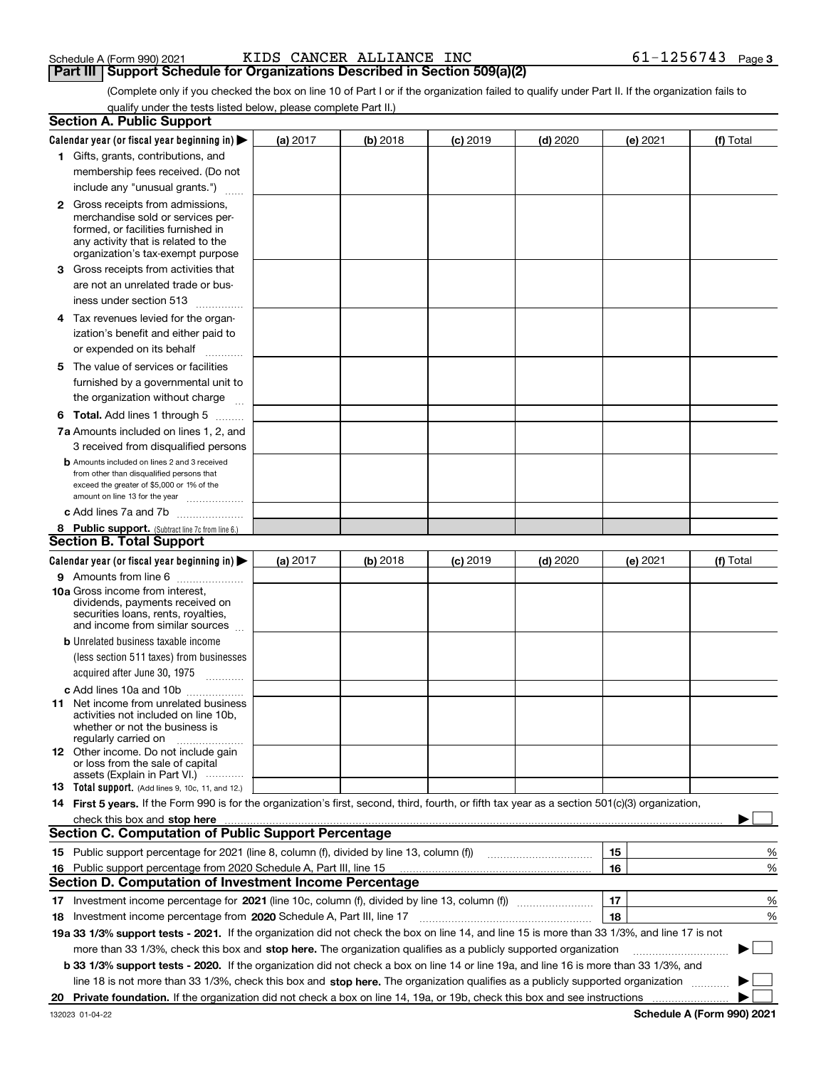Schedule A (Form 990) 2021 KIDS CANCER ALLIANCE INC 61-1256743 Page 3

## Part III Support Schedule for Organizations Described in Section 509(a)(2)

(Complete only if you checked the box on line 10 of Part I or if the organization failed to qualify under Part II. If the organization fails to qualify under the tests listed below, please complete Part II.)

### Section A. Public Support

| Calendar year (or fiscal year beginning in) ▶ | (a) 2017 | (b) 2018 | (c) 2019 | (d) 2020 | (e) 2021 | (f) Total |
|---|---|---|---|---|---|---|
| **1** Gifts, grants, contributions, and membership fees received. (Do not include any "unusual grants.") | | | | | | |
| **2** Gross receipts from admissions, merchandise sold or services performed, or facilities furnished in any activity that is related to the organization's tax-exempt purpose | | | | | | |
| **3** Gross receipts from activities that are not an unrelated trade or business under section 513 | | | | | | |
| **4** Tax revenues levied for the organization's benefit and either paid to or expended on its behalf | | | | | | |
| **5** The value of services or facilities furnished by a governmental unit to the organization without charge | | | | | | |
| **6 Total.** Add lines 1 through 5 | | | | | | |
| **7a** Amounts included on lines 1, 2, and 3 received from disqualified persons | | | | | | |
| **b** Amounts included on lines 2 and 3 received from other than disqualified persons that exceed the greater of $5,000 or 1% of the amount on line 13 for the year | | | | | | |
| **c** Add lines 7a and 7b | | | | | | |
| **8 Public support.** (Subtract line 7c from line 6.) | | | | | | |

### Section B. Total Support

| Calendar year (or fiscal year beginning in) ▶ | (a) 2017 | (b) 2018 | (c) 2019 | (d) 2020 | (e) 2021 | (f) Total |
|---|---|---|---|---|---|---|
| **9** Amounts from line 6 | | | | | | |
| **10a** Gross income from interest, dividends, payments received on securities loans, rents, royalties, and income from similar sources | | | | | | |
| **b** Unrelated business taxable income (less section 511 taxes) from businesses acquired after June 30, 1975 | | | | | | |
| **c** Add lines 10a and 10b | | | | | | |
| **11** Net income from unrelated business activities not included on line 10b, whether or not the business is regularly carried on | | | | | | |
| **12** Other income. Do not include gain or loss from the sale of capital assets (Explain in Part VI.) | | | | | | |
| **13 Total support.** (Add lines 9, 10c, 11, and 12.) | | | | | | |

**14 First 5 years.** If the Form 990 is for the organization's first, second, third, fourth, or fifth tax year as a section 501(c)(3) organization, check this box and **stop here** ▶ ☐

### Section C. Computation of Public Support Percentage

| | | | |
|---|---|---|---|
| **15** | Public support percentage for 2021 (line 8, column (f), divided by line 13, column (f)) | 15 | % |
| **16** | Public support percentage from 2020 Schedule A, Part III, line 15 | 16 | % |

### Section D. Computation of Investment Income Percentage

| | | | |
|---|---|---|---|
| **17** | Investment income percentage for **2021** (line 10c, column (f), divided by line 13, column (f)) | 17 | % |
| **18** | Investment income percentage from **2020** Schedule A, Part III, line 17 | 18 | % |

**19a 33 1/3% support tests - 2021.** If the organization did not check the box on line 14, and line 15 is more than 33 1/3%, and line 17 is not more than 33 1/3%, check this box and **stop here.** The organization qualifies as a publicly supported organization ▶ ☐

**b 33 1/3% support tests - 2020.** If the organization did not check a box on line 14 or line 19a, and line 16 is more than 33 1/3%, and line 18 is not more than 33 1/3%, check this box and **stop here.** The organization qualifies as a publicly supported organization ▶ ☐

**20 Private foundation.** If the organization did not check a box on line 14, 19a, or 19b, check this box and see instructions ▶ ☐

132023 01-04-22 **Schedule A (Form 990) 2021**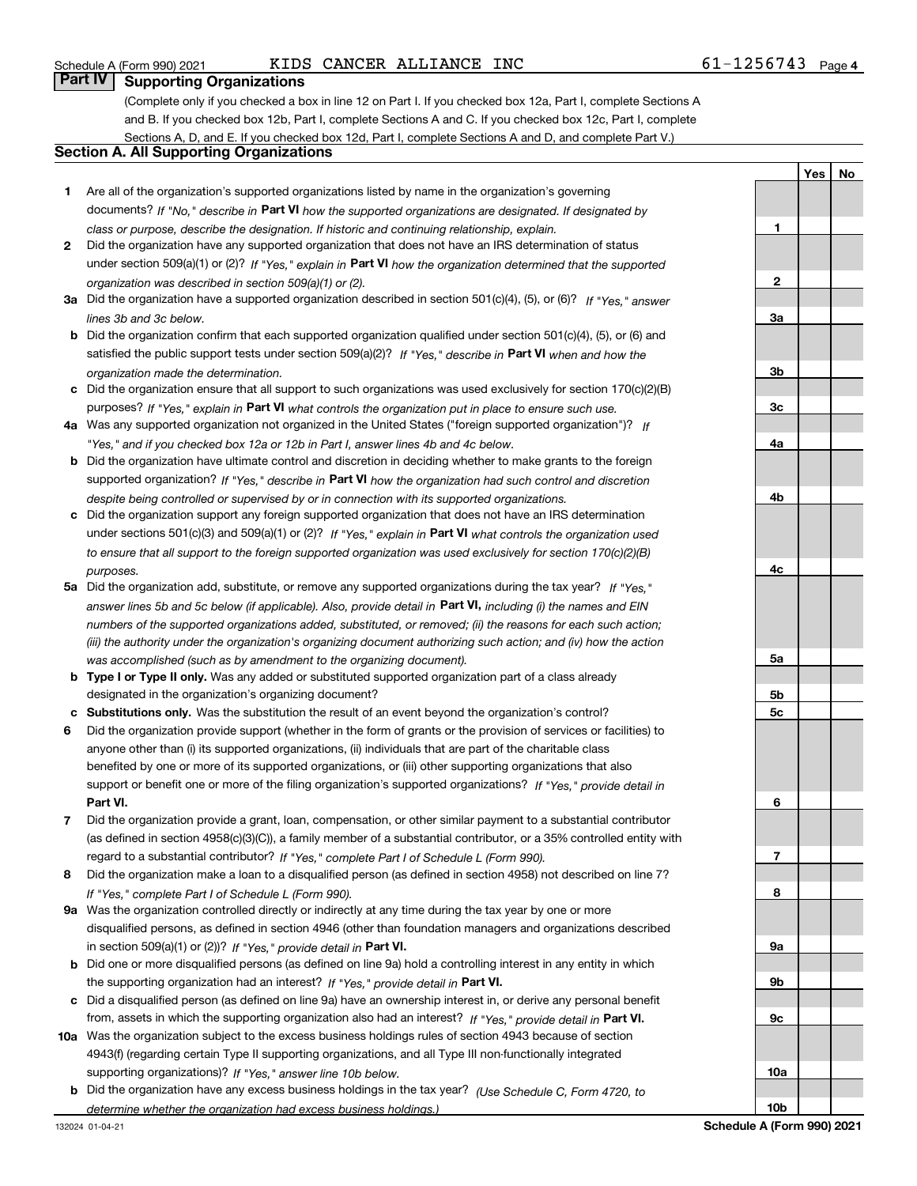Schedule A (Form 990) 2021 KIDS CANCER ALLIANCE INC 61-1256743 Page 4

## Part IV Supporting Organizations

(Complete only if you checked a box in line 12 on Part I. If you checked box 12a, Part I, complete Sections A and B. If you checked box 12b, Part I, complete Sections A and C. If you checked box 12c, Part I, complete Sections A, D, and E. If you checked box 12d, Part I, complete Sections A and D, and complete Part V.)

### Section A. All Supporting Organizations

| | | | Yes | No |
|---|---|---|---|---|
| **1** | Are all of the organization's supported organizations listed by name in the organization's governing documents? *If "No," describe in* **Part VI** *how the supported organizations are designated. If designated by class or purpose, describe the designation. If historic and continuing relationship, explain.* | 1 | | |
| **2** | Did the organization have any supported organization that does not have an IRS determination of status under section 509(a)(1) or (2)? *If "Yes," explain in* **Part VI** *how the organization determined that the supported organization was described in section 509(a)(1) or (2).* | 2 | | |
| **3a** | Did the organization have a supported organization described in section 501(c)(4), (5), or (6)? *If "Yes," answer lines 3b and 3c below.* | 3a | | |
| **b** | Did the organization confirm that each supported organization qualified under section 501(c)(4), (5), or (6) and satisfied the public support tests under section 509(a)(2)? *If "Yes," describe in* **Part VI** *when and how the organization made the determination.* | 3b | | |
| **c** | Did the organization ensure that all support to such organizations was used exclusively for section 170(c)(2)(B) purposes? *If "Yes," explain in* **Part VI** *what controls the organization put in place to ensure such use.* | 3c | | |
| **4a** | Was any supported organization not organized in the United States ("foreign supported organization")? *If "Yes," and if you checked box 12a or 12b in Part I, answer lines 4b and 4c below.* | 4a | | |
| **b** | Did the organization have ultimate control and discretion in deciding whether to make grants to the foreign supported organization? *If "Yes," describe in* **Part VI** *how the organization had such control and discretion despite being controlled or supervised by or in connection with its supported organizations.* | 4b | | |
| **c** | Did the organization support any foreign supported organization that does not have an IRS determination under sections 501(c)(3) and 509(a)(1) or (2)? *If "Yes," explain in* **Part VI** *what controls the organization used to ensure that all support to the foreign supported organization was used exclusively for section 170(c)(2)(B) purposes.* | 4c | | |
| **5a** | Did the organization add, substitute, or remove any supported organizations during the tax year? *If "Yes," answer lines 5b and 5c below (if applicable). Also, provide detail in* **Part VI,** *including (i) the names and EIN numbers of the supported organizations added, substituted, or removed; (ii) the reasons for each such action; (iii) the authority under the organization's organizing document authorizing such action; and (iv) how the action was accomplished (such as by amendment to the organizing document).* | 5a | | |
| **b** | **Type I or Type II only.** Was any added or substituted supported organization part of a class already designated in the organization's organizing document? | 5b | | |
| **c** | **Substitutions only.** Was the substitution the result of an event beyond the organization's control? | 5c | | |
| **6** | Did the organization provide support (whether in the form of grants or the provision of services or facilities) to anyone other than (i) its supported organizations, (ii) individuals that are part of the charitable class benefited by one or more of its supported organizations, or (iii) other supporting organizations that also support or benefit one or more of the filing organization's supported organizations? *If "Yes," provide detail in* **Part VI.** | 6 | | |
| **7** | Did the organization provide a grant, loan, compensation, or other similar payment to a substantial contributor (as defined in section 4958(c)(3)(C)), a family member of a substantial contributor, or a 35% controlled entity with regard to a substantial contributor? *If "Yes," complete Part I of Schedule L (Form 990).* | 7 | | |
| **8** | Did the organization make a loan to a disqualified person (as defined in section 4958) not described on line 7? *If "Yes," complete Part I of Schedule L (Form 990).* | 8 | | |
| **9a** | Was the organization controlled directly or indirectly at any time during the tax year by one or more disqualified persons, as defined in section 4946 (other than foundation managers and organizations described in section 509(a)(1) or (2))? *If "Yes," provide detail in* **Part VI.** | 9a | | |
| **b** | Did one or more disqualified persons (as defined on line 9a) hold a controlling interest in any entity in which the supporting organization had an interest? *If "Yes," provide detail in* **Part VI.** | 9b | | |
| **c** | Did a disqualified person (as defined on line 9a) have an ownership interest in, or derive any personal benefit from, assets in which the supporting organization also had an interest? *If "Yes," provide detail in* **Part VI.** | 9c | | |
| **10a** | Was the organization subject to the excess business holdings rules of section 4943 because of section 4943(f) (regarding certain Type II supporting organizations, and all Type III non-functionally integrated supporting organizations)? *If "Yes," answer line 10b below.* | 10a | | |
| **b** | Did the organization have any excess business holdings in the tax year? *(Use Schedule C, Form 4720, to determine whether the organization had excess business holdings.)* | 10b | | |

132024 01-04-21 **Schedule A (Form 990) 2021**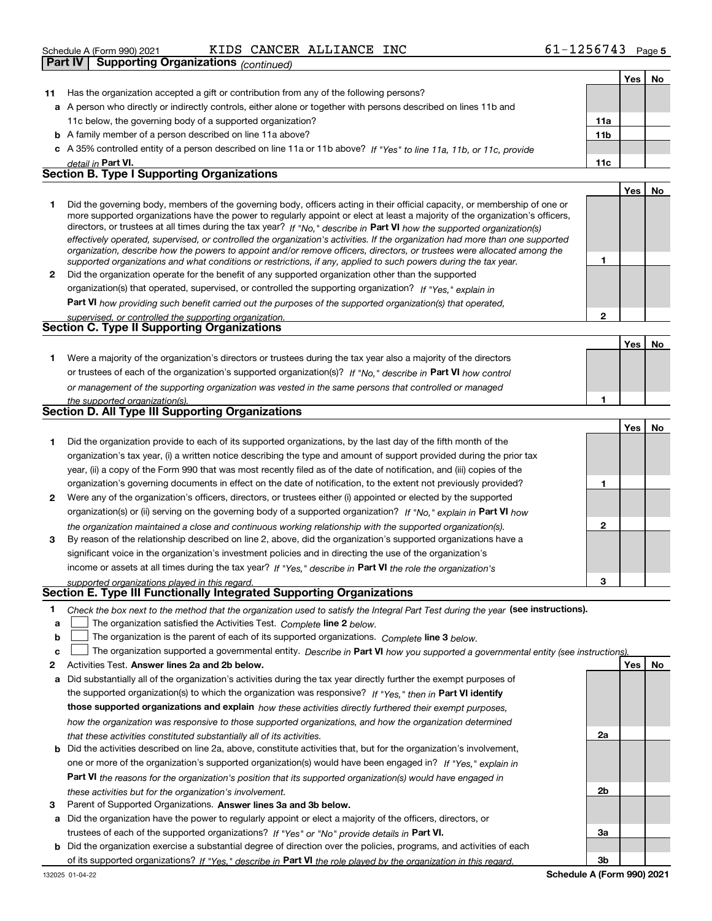Schedule A (Form 990) 2021 KIDS CANCER ALLIANCE INC 61-1256743 Page 5

**Part IV | Supporting Organizations** *(continued)*

| | | | Yes | No |
|---|---|---|---|---|
| **11** | Has the organization accepted a gift or contribution from any of the following persons? | | | |
| **a** | A person who directly or indirectly controls, either alone or together with persons described on lines 11b and 11c below, the governing body of a supported organization? | **11a** | | |
| **b** | A family member of a person described on line 11a above? | **11b** | | |
| **c** | A 35% controlled entity of a person described on line 11a or 11b above? *If "Yes" to line 11a, 11b, or 11c, provide detail in* **Part VI.** | **11c** | | |

## Section B. Type I Supporting Organizations

| | | | Yes | No |
|---|---|---|---|---|
| **1** | Did the governing body, members of the governing body, officers acting in their official capacity, or membership of one or more supported organizations have the power to regularly appoint or elect at least a majority of the organization's officers, directors, or trustees at all times during the tax year? *If "No," describe in* **Part VI** *how the supported organization(s) effectively operated, supervised, or controlled the organization's activities. If the organization had more than one supported organization, describe how the powers to appoint and/or remove officers, directors, or trustees were allocated among the supported organizations and what conditions or restrictions, if any, applied to such powers during the tax year.* | **1** | | |
| **2** | Did the organization operate for the benefit of any supported organization other than the supported organization(s) that operated, supervised, or controlled the supporting organization? *If "Yes," explain in* **Part VI** *how providing such benefit carried out the purposes of the supported organization(s) that operated, supervised, or controlled the supporting organization.* | **2** | | |

## Section C. Type II Supporting Organizations

| | | | Yes | No |
|---|---|---|---|---|
| **1** | Were a majority of the organization's directors or trustees during the tax year also a majority of the directors or trustees of each of the organization's supported organization(s)? *If "No," describe in* **Part VI** *how control or management of the supporting organization was vested in the same persons that controlled or managed the supported organization(s).* | **1** | | |

## Section D. All Type III Supporting Organizations

| | | | Yes | No |
|---|---|---|---|---|
| **1** | Did the organization provide to each of its supported organizations, by the last day of the fifth month of the organization's tax year, (i) a written notice describing the type and amount of support provided during the prior tax year, (ii) a copy of the Form 990 that was most recently filed as of the date of notification, and (iii) copies of the organization's governing documents in effect on the date of notification, to the extent not previously provided? | **1** | | |
| **2** | Were any of the organization's officers, directors, or trustees either (i) appointed or elected by the supported organization(s) or (ii) serving on the governing body of a supported organization? *If "No," explain in* **Part VI** *how the organization maintained a close and continuous working relationship with the supported organization(s).* | **2** | | |
| **3** | By reason of the relationship described on line 2, above, did the organization's supported organizations have a significant voice in the organization's investment policies and in directing the use of the organization's income or assets at all times during the tax year? *If "Yes," describe in* **Part VI** *the role the organization's supported organizations played in this regard.* | **3** | | |

## Section E. Type III Functionally Integrated Supporting Organizations

**1** *Check the box next to the method that the organization used to satisfy the Integral Part Test during the year* **(see instructions).**

**a** ☐ The organization satisfied the Activities Test. *Complete* **line 2** *below.*

**b** ☐ The organization is the parent of each of its supported organizations. *Complete* **line 3** *below.*

**c** ☐ The organization supported a governmental entity. *Describe in* **Part VI** *how you supported a governmental entity (see instructions).*

| | | | Yes | No |
|---|---|---|---|---|
| **2** | Activities Test. **Answer lines 2a and 2b below.** | | | |
| **a** | Did substantially all of the organization's activities during the tax year directly further the exempt purposes of the supported organization(s) to which the organization was responsive? *If "Yes," then in* **Part VI identify those supported organizations and explain** *how these activities directly furthered their exempt purposes, how the organization was responsive to those supported organizations, and how the organization determined that these activities constituted substantially all of its activities.* | **2a** | | |
| **b** | Did the activities described on line 2a, above, constitute activities that, but for the organization's involvement, one or more of the organization's supported organization(s) would have been engaged in? *If "Yes," explain in* **Part VI** *the reasons for the organization's position that its supported organization(s) would have engaged in these activities but for the organization's involvement.* | **2b** | | |
| **3** | Parent of Supported Organizations. **Answer lines 3a and 3b below.** | | | |
| **a** | Did the organization have the power to regularly appoint or elect a majority of the officers, directors, or trustees of each of the supported organizations? *If "Yes" or "No" provide details in* **Part VI.** | **3a** | | |
| **b** | Did the organization exercise a substantial degree of direction over the policies, programs, and activities of each of its supported organizations? *If "Yes," describe in* **Part VI** *the role played by the organization in this regard.* | **3b** | | |

132025 01-04-22 **Schedule A (Form 990) 2021**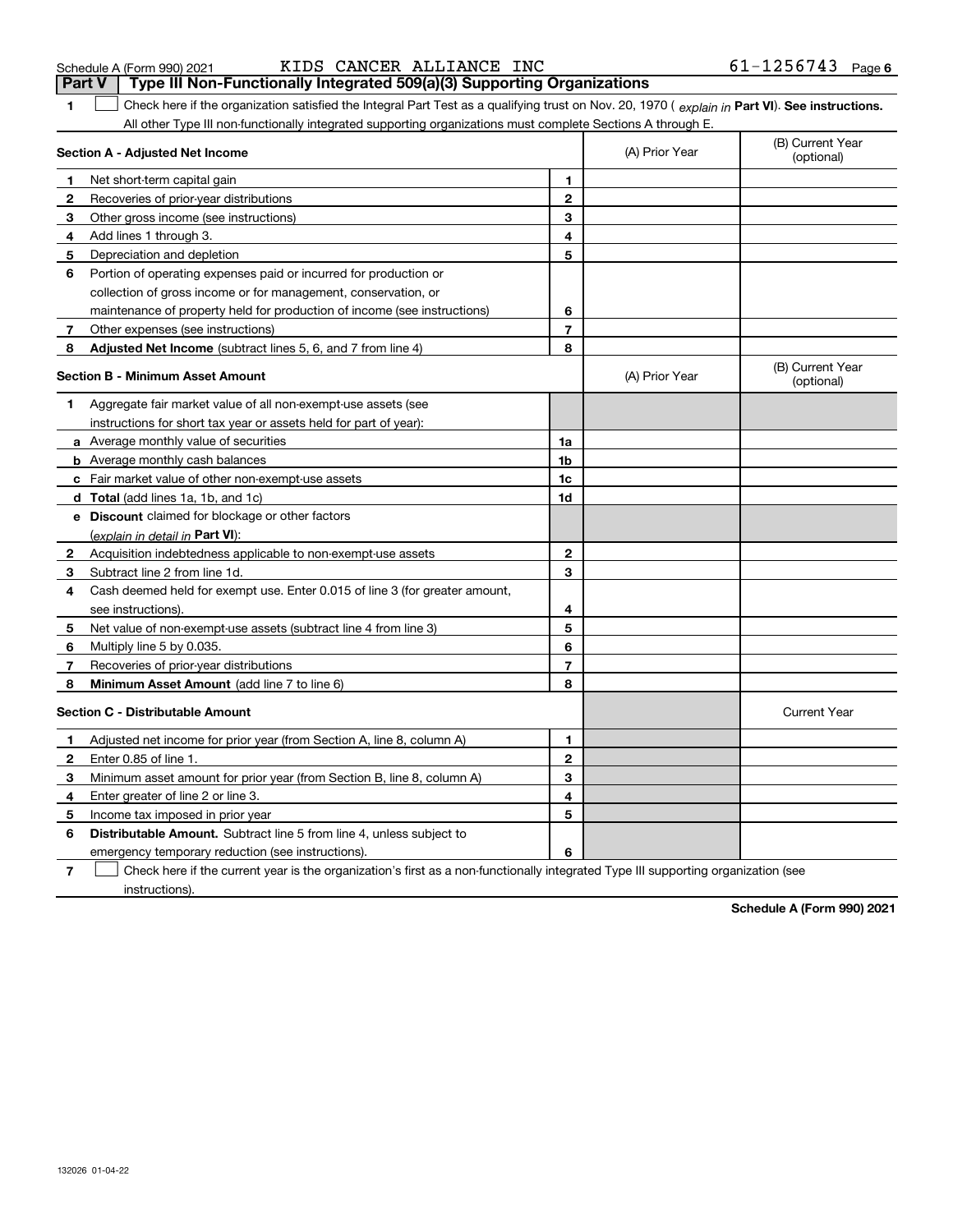Schedule A (Form 990) 2021 KIDS CANCER ALLIANCE INC 61-1256743 Page 6

## Part V Type III Non-Functionally Integrated 509(a)(3) Supporting Organizations

1 ☐ Check here if the organization satisfied the Integral Part Test as a qualifying trust on Nov. 20, 1970 ( *explain in* **Part VI**). **See instructions.** All other Type III non-functionally integrated supporting organizations must complete Sections A through E.

| **Section A - Adjusted Net Income** | | | (A) Prior Year | (B) Current Year (optional) |
|---|---|---|---|---|
| 1 | Net short-term capital gain | 1 | | |
| 2 | Recoveries of prior-year distributions | 2 | | |
| 3 | Other gross income (see instructions) | 3 | | |
| 4 | Add lines 1 through 3. | 4 | | |
| 5 | Depreciation and depletion | 5 | | |
| 6 | Portion of operating expenses paid or incurred for production or collection of gross income or for management, conservation, or maintenance of property held for production of income (see instructions) | 6 | | |
| 7 | Other expenses (see instructions) | 7 | | |
| 8 | **Adjusted Net Income** (subtract lines 5, 6, and 7 from line 4) | 8 | | |

| **Section B - Minimum Asset Amount** | | | (A) Prior Year | (B) Current Year (optional) |
|---|---|---|---|---|
| 1 | Aggregate fair market value of all non-exempt-use assets (see instructions for short tax year or assets held for part of year): | | | |
| a | Average monthly value of securities | 1a | | |
| b | Average monthly cash balances | 1b | | |
| c | Fair market value of other non-exempt-use assets | 1c | | |
| d | **Total** (add lines 1a, 1b, and 1c) | 1d | | |
| e | **Discount** claimed for blockage or other factors (*explain in detail in* **Part VI**): | | | |
| 2 | Acquisition indebtedness applicable to non-exempt-use assets | 2 | | |
| 3 | Subtract line 2 from line 1d. | 3 | | |
| 4 | Cash deemed held for exempt use. Enter 0.015 of line 3 (for greater amount, see instructions). | 4 | | |
| 5 | Net value of non-exempt-use assets (subtract line 4 from line 3) | 5 | | |
| 6 | Multiply line 5 by 0.035. | 6 | | |
| 7 | Recoveries of prior-year distributions | 7 | | |
| 8 | **Minimum Asset Amount** (add line 7 to line 6) | 8 | | |

| **Section C - Distributable Amount** | | | | Current Year |
|---|---|---|---|---|
| 1 | Adjusted net income for prior year (from Section A, line 8, column A) | 1 | | |
| 2 | Enter 0.85 of line 1. | 2 | | |
| 3 | Minimum asset amount for prior year (from Section B, line 8, column A) | 3 | | |
| 4 | Enter greater of line 2 or line 3. | 4 | | |
| 5 | Income tax imposed in prior year | 5 | | |
| 6 | **Distributable Amount.** Subtract line 5 from line 4, unless subject to emergency temporary reduction (see instructions). | 6 | | |

7 ☐ Check here if the current year is the organization's first as a non-functionally integrated Type III supporting organization (see instructions).

**Schedule A (Form 990) 2021**

132026 01-04-22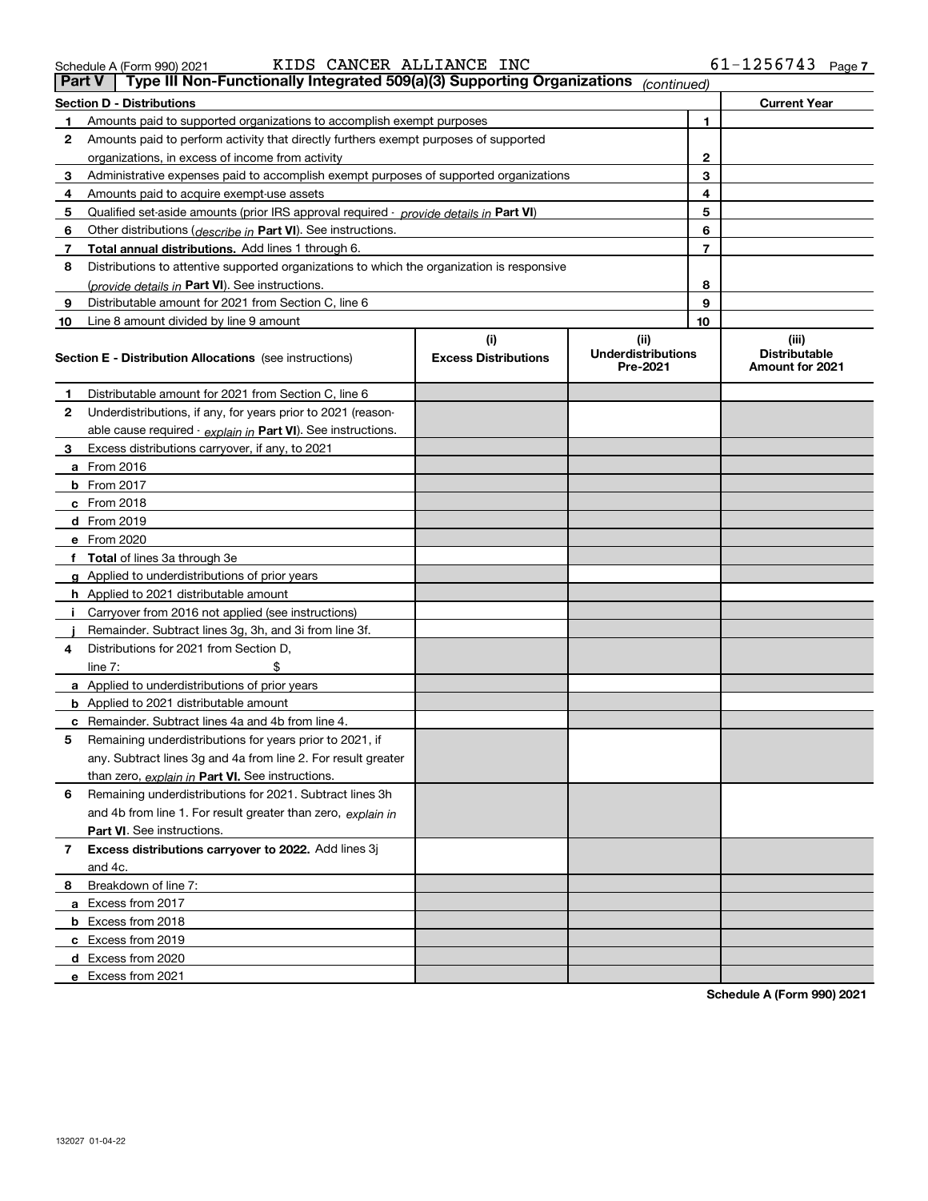Schedule A (Form 990) 2021 KIDS CANCER ALLIANCE INC 61-1256743 Page 7

## Part V Type III Non-Functionally Integrated 509(a)(3) Supporting Organizations *(continued)*

| **Section D - Distributions** | | | **Current Year** |
|---|---|---|---|
| 1 | Amounts paid to supported organizations to accomplish exempt purposes | 1 | |
| 2 | Amounts paid to perform activity that directly furthers exempt purposes of supported organizations, in excess of income from activity | 2 | |
| 3 | Administrative expenses paid to accomplish exempt purposes of supported organizations | 3 | |
| 4 | Amounts paid to acquire exempt-use assets | 4 | |
| 5 | Qualified set-aside amounts (prior IRS approval required - *provide details in* **Part VI**) | 5 | |
| 6 | Other distributions (*describe in* **Part VI**). See instructions. | 6 | |
| 7 | **Total annual distributions.** Add lines 1 through 6. | 7 | |
| 8 | Distributions to attentive supported organizations to which the organization is responsive (*provide details in* **Part VI**). See instructions. | 8 | |
| 9 | Distributable amount for 2021 from Section C, line 6 | 9 | |
| 10 | Line 8 amount divided by line 9 amount | 10 | |

| **Section E - Distribution Allocations** (see instructions) | (i) **Excess Distributions** | (ii) **Underdistributions Pre-2021** | (iii) **Distributable Amount for 2021** |
|---|---|---|---|
| **1** Distributable amount for 2021 from Section C, line 6 | | | |
| **2** Underdistributions, if any, for years prior to 2021 (reasonable cause required - *explain in* **Part VI**). See instructions. | | | |
| **3** Excess distributions carryover, if any, to 2021 | | | |
| **a** From 2016 | | | |
| **b** From 2017 | | | |
| **c** From 2018 | | | |
| **d** From 2019 | | | |
| **e** From 2020 | | | |
| **f** **Total** of lines 3a through 3e | | | |
| **g** Applied to underdistributions of prior years | | | |
| **h** Applied to 2021 distributable amount | | | |
| **i** Carryover from 2016 not applied (see instructions) | | | |
| **j** Remainder. Subtract lines 3g, 3h, and 3i from line 3f. | | | |
| **4** Distributions for 2021 from Section D, line 7: $ | | | |
| **a** Applied to underdistributions of prior years | | | |
| **b** Applied to 2021 distributable amount | | | |
| **c** Remainder. Subtract lines 4a and 4b from line 4. | | | |
| **5** Remaining underdistributions for years prior to 2021, if any. Subtract lines 3g and 4a from line 2. For result greater than zero, *explain in* **Part VI.** See instructions. | | | |
| **6** Remaining underdistributions for 2021. Subtract lines 3h and 4b from line 1. For result greater than zero, *explain in* **Part VI**. See instructions. | | | |
| **7** **Excess distributions carryover to 2022.** Add lines 3j and 4c. | | | |
| **8** Breakdown of line 7: | | | |
| **a** Excess from 2017 | | | |
| **b** Excess from 2018 | | | |
| **c** Excess from 2019 | | | |
| **d** Excess from 2020 | | | |
| **e** Excess from 2021 | | | |

**Schedule A (Form 990) 2021**

132027 01-04-22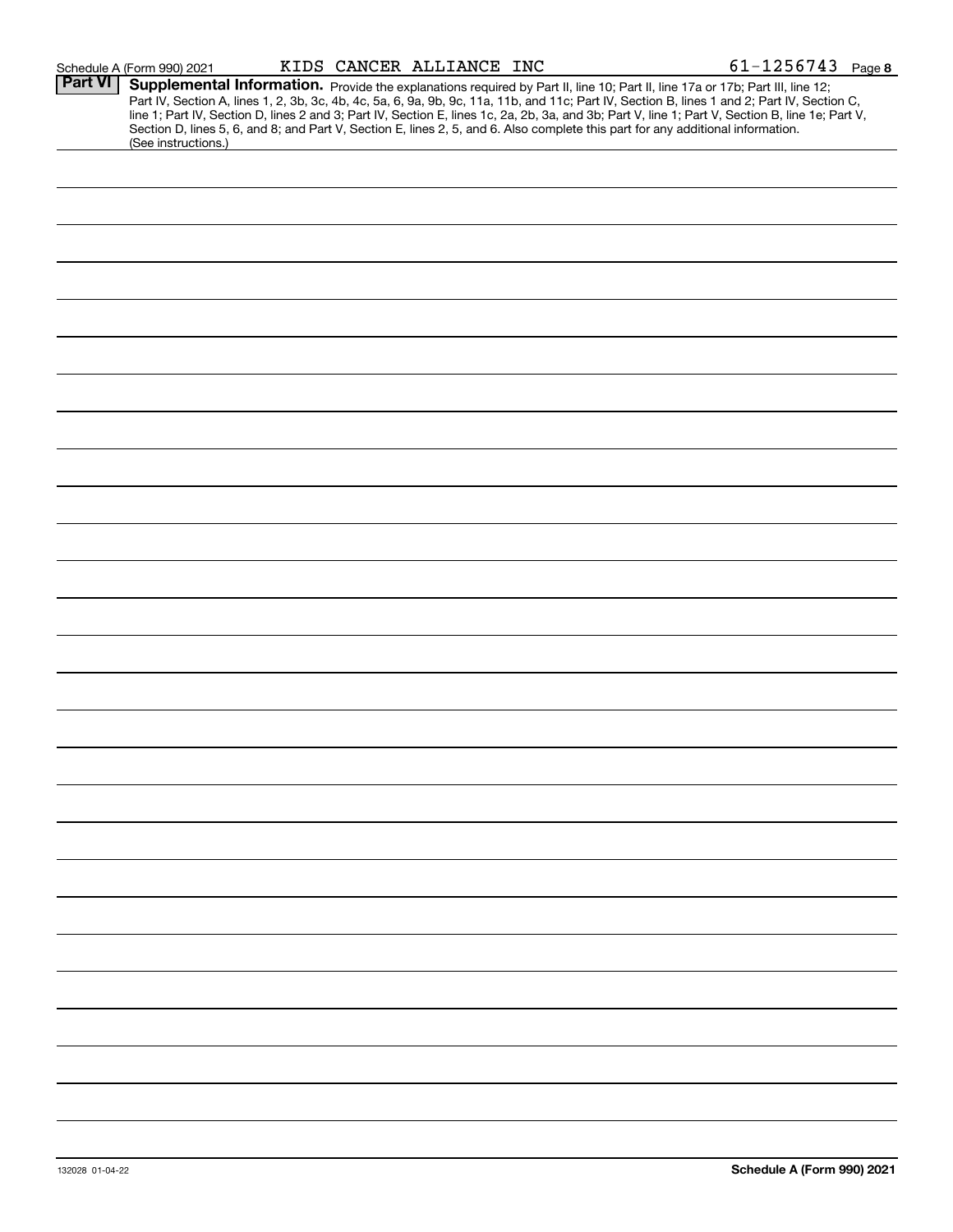Schedule A (Form 990) 2021 KIDS CANCER ALLIANCE INC 61-1256743

## Part VI Supplemental Information.

Provide the explanations required by Part II, line 10; Part II, line 17a or 17b; Part III, line 12; Part IV, Section A, lines 1, 2, 3b, 3c, 4b, 4c, 5a, 6, 9a, 9b, 9c, 11a, 11b, and 11c; Part IV, Section B, lines 1 and 2; Part IV, Section C, line 1; Part IV, Section D, lines 2 and 3; Part IV, Section E, lines 1c, 2a, 2b, 3a, and 3b; Part V, line 1; Part V, Section B, line 1e; Part V, Section D, lines 5, 6, and 8; and Part V, Section E, lines 2, 5, and 6. Also complete this part for any additional information. (See instructions.)

132028 01-04-22 Schedule A (Form 990) 2021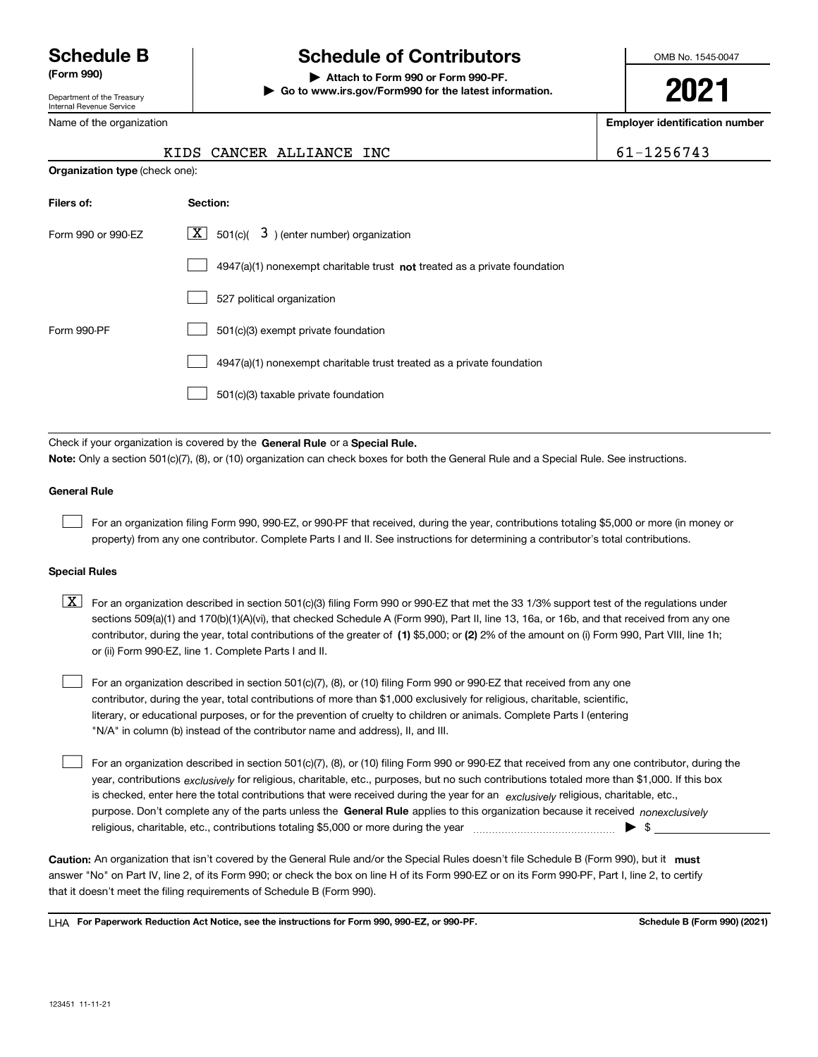# Schedule B (Form 990)

Department of the Treasury
Internal Revenue Service

# Schedule of Contributors

▶ Attach to Form 990 or Form 990-PF.
▶ Go to www.irs.gov/Form990 for the latest information.

OMB No. 1545-0047

**2021**

Name of the organization: KIDS CANCER ALLIANCE INC

**Employer identification number**: 61-1256743

**Organization type** (check one):

| Filers of: | Section: |
|---|---|
| Form 990 or 990-EZ | [X] 501(c)( 3 ) (enter number) organization |
| | [ ] 4947(a)(1) nonexempt charitable trust **not** treated as a private foundation |
| | [ ] 527 political organization |
| Form 990-PF | [ ] 501(c)(3) exempt private foundation |
| | [ ] 4947(a)(1) nonexempt charitable trust treated as a private foundation |
| | [ ] 501(c)(3) taxable private foundation |

Check if your organization is covered by the **General Rule** or a **Special Rule.**

**Note:** Only a section 501(c)(7), (8), or (10) organization can check boxes for both the General Rule and a Special Rule. See instructions.

### General Rule

[ ] For an organization filing Form 990, 990-EZ, or 990-PF that received, during the year, contributions totaling $5,000 or more (in money or property) from any one contributor. Complete Parts I and II. See instructions for determining a contributor's total contributions.

### Special Rules

[X] For an organization described in section 501(c)(3) filing Form 990 or 990-EZ that met the 33 1/3% support test of the regulations under sections 509(a)(1) and 170(b)(1)(A)(vi), that checked Schedule A (Form 990), Part II, line 13, 16a, or 16b, and that received from any one contributor, during the year, total contributions of the greater of **(1)** $5,000; or **(2)** 2% of the amount on (i) Form 990, Part VIII, line 1h; or (ii) Form 990-EZ, line 1. Complete Parts I and II.

[ ] For an organization described in section 501(c)(7), (8), or (10) filing Form 990 or 990-EZ that received from any one contributor, during the year, total contributions of more than $1,000 exclusively for religious, charitable, scientific, literary, or educational purposes, or for the prevention of cruelty to children or animals. Complete Parts I (entering "N/A" in column (b) instead of the contributor name and address), II, and III.

[ ] For an organization described in section 501(c)(7), (8), or (10) filing Form 990 or 990-EZ that received from any one contributor, during the year, contributions *exclusively* for religious, charitable, etc., purposes, but no such contributions totaled more than $1,000. If this box is checked, enter here the total contributions that were received during the year for an *exclusively* religious, charitable, etc., purpose. Don't complete any of the parts unless the **General Rule** applies to this organization because it received *nonexclusively* religious, charitable, etc., contributions totaling $5,000 or more during the year ▶ $

**Caution:** An organization that isn't covered by the General Rule and/or the Special Rules doesn't file Schedule B (Form 990), but it **must** answer "No" on Part IV, line 2, of its Form 990; or check the box on line H of its Form 990-EZ or on its Form 990-PF, Part I, line 2, to certify that it doesn't meet the filing requirements of Schedule B (Form 990).

LHA **For Paperwork Reduction Act Notice, see the instructions for Form 990, 990-EZ, or 990-PF.** **Schedule B (Form 990) (2021)**

123451 11-11-21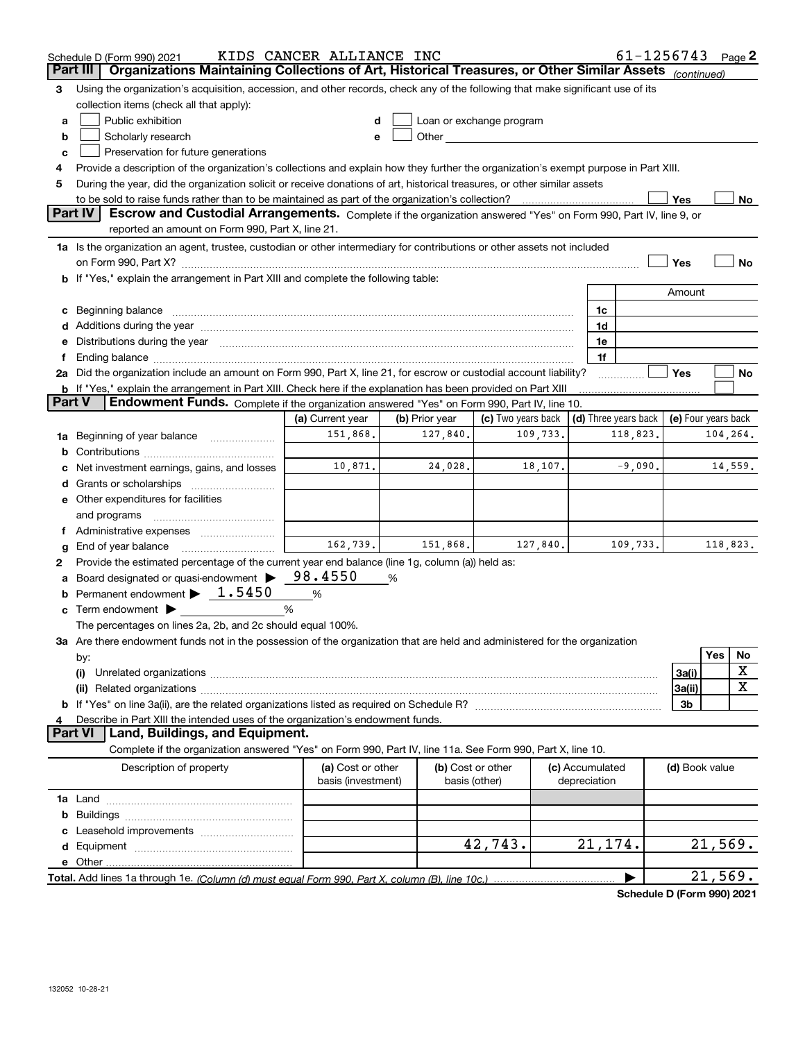Schedule D (Form 990) 2021 KIDS CANCER ALLIANCE INC 61-1256743 Page 2

## Part III Organizations Maintaining Collections of Art, Historical Treasures, or Other Similar Assets *(continued)*

**3** Using the organization's acquisition, accession, and other records, check any of the following that make significant use of its collection items (check all that apply):

- **a** ☐ Public exhibition
- **b** ☐ Scholarly research
- **c** ☐ Preservation for future generations
- **d** ☐ Loan or exchange program
- **e** ☐ Other

**4** Provide a description of the organization's collections and explain how they further the organization's exempt purpose in Part XIII.

**5** During the year, did the organization solicit or receive donations of art, historical treasures, or other similar assets to be sold to raise funds rather than to be maintained as part of the organization's collection? ☐ Yes ☐ No

## Part IV Escrow and Custodial Arrangements.

Complete if the organization answered "Yes" on Form 990, Part IV, line 9, or reported an amount on Form 990, Part X, line 21.

**1a** Is the organization an agent, trustee, custodian or other intermediary for contributions or other assets not included on Form 990, Part X? ☐ Yes ☐ No

**b** If "Yes," explain the arrangement in Part XIII and complete the following table:

| | | Amount |
|---|---|---|
| **c** Beginning balance | 1c | |
| **d** Additions during the year | 1d | |
| **e** Distributions during the year | 1e | |
| **f** Ending balance | 1f | |

**2a** Did the organization include an amount on Form 990, Part X, line 21, for escrow or custodial account liability? ☐ Yes ☐ No

**b** If "Yes," explain the arrangement in Part XIII. Check here if the explanation has been provided on Part XIII ☐

## Part V Endowment Funds.

Complete if the organization answered "Yes" on Form 990, Part IV, line 10.

| | (a) Current year | (b) Prior year | (c) Two years back | (d) Three years back | (e) Four years back |
|---|---|---|---|---|---|
| **1a** Beginning of year balance | 151,868. | 127,840. | 109,733. | 118,823. | 104,264. |
| **b** Contributions | | | | | |
| **c** Net investment earnings, gains, and losses | 10,871. | 24,028. | 18,107. | -9,090. | 14,559. |
| **d** Grants or scholarships | | | | | |
| **e** Other expenditures for facilities and programs | | | | | |
| **f** Administrative expenses | | | | | |
| **g** End of year balance | 162,739. | 151,868. | 127,840. | 109,733. | 118,823. |

**2** Provide the estimated percentage of the current year end balance (line 1g, column (a)) held as:

- **a** Board designated or quasi-endowment ▶ 98.4550 %
- **b** Permanent endowment ▶ 1.5450 %
- **c** Term endowment ▶ %

The percentages on lines 2a, 2b, and 2c should equal 100%.

**3a** Are there endowment funds not in the possession of the organization that are held and administered for the organization by:

| | | Yes | No |
|---|---|---|---|
| **(i)** Unrelated organizations | 3a(i) | | X |
| **(ii)** Related organizations | 3a(ii) | | X |
| **b** If "Yes" on line 3a(ii), are the related organizations listed as required on Schedule R? | 3b | | |

**4** Describe in Part XIII the intended uses of the organization's endowment funds.

## Part VI Land, Buildings, and Equipment.

Complete if the organization answered "Yes" on Form 990, Part IV, line 11a. See Form 990, Part X, line 10.

| Description of property | (a) Cost or other basis (investment) | (b) Cost or other basis (other) | (c) Accumulated depreciation | (d) Book value |
|---|---|---|---|---|
| **1a** Land | | | | |
| **b** Buildings | | | | |
| **c** Leasehold improvements | | | | |
| **d** Equipment | | 42,743. | 21,174. | 21,569. |
| **e** Other | | | | |
| **Total.** Add lines 1a through 1e. *(Column (d) must equal Form 990, Part X, column (B), line 10c.)* ▶ | | | | 21,569. |

Schedule D (Form 990) 2021

132052 10-28-21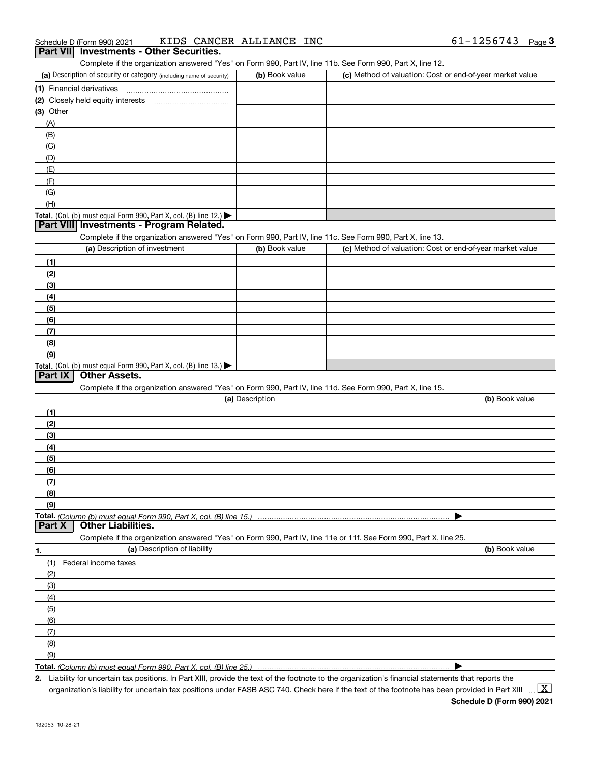Schedule D (Form 990) 2021 KIDS CANCER ALLIANCE INC 61-1256743 Page 3

## Part VII Investments - Other Securities.

Complete if the organization answered "Yes" on Form 990, Part IV, line 11b. See Form 990, Part X, line 12.

| (a) Description of security or category (including name of security) | (b) Book value | (c) Method of valuation: Cost or end-of-year market value |
|---|---|---|
| (1) Financial derivatives | | |
| (2) Closely held equity interests | | |
| (3) Other | | |
| (A) | | |
| (B) | | |
| (C) | | |
| (D) | | |
| (E) | | |
| (F) | | |
| (G) | | |
| (H) | | |
| **Total.** (Col. (b) must equal Form 990, Part X, col. (B) line 12.) ▶ | | |

## Part VIII Investments - Program Related.

Complete if the organization answered "Yes" on Form 990, Part IV, line 11c. See Form 990, Part X, line 13.

| (a) Description of investment | (b) Book value | (c) Method of valuation: Cost or end-of-year market value |
|---|---|---|
| (1) | | |
| (2) | | |
| (3) | | |
| (4) | | |
| (5) | | |
| (6) | | |
| (7) | | |
| (8) | | |
| (9) | | |
| **Total.** (Col. (b) must equal Form 990, Part X, col. (B) line 13.) ▶ | | |

## Part IX Other Assets.

Complete if the organization answered "Yes" on Form 990, Part IV, line 11d. See Form 990, Part X, line 15.

| (a) Description | (b) Book value |
|---|---|
| (1) | |
| (2) | |
| (3) | |
| (4) | |
| (5) | |
| (6) | |
| (7) | |
| (8) | |
| (9) | |
| **Total.** *(Column (b) must equal Form 990, Part X, col. (B) line 15.)* ▶ | |

## Part X Other Liabilities.

Complete if the organization answered "Yes" on Form 990, Part IV, line 11e or 11f. See Form 990, Part X, line 25.

| 1. (a) Description of liability | (b) Book value |
|---|---|
| (1) Federal income taxes | |
| (2) | |
| (3) | |
| (4) | |
| (5) | |
| (6) | |
| (7) | |
| (8) | |
| (9) | |
| **Total.** *(Column (b) must equal Form 990, Part X, col. (B) line 25.)* ▶ | |

**2.** Liability for uncertain tax positions. In Part XIII, provide the text of the footnote to the organization's financial statements that reports the organization's liability for uncertain tax positions under FASB ASC 740. Check here if the text of the footnote has been provided in Part XIII ... [X]

**Schedule D (Form 990) 2021**

132053 10-28-21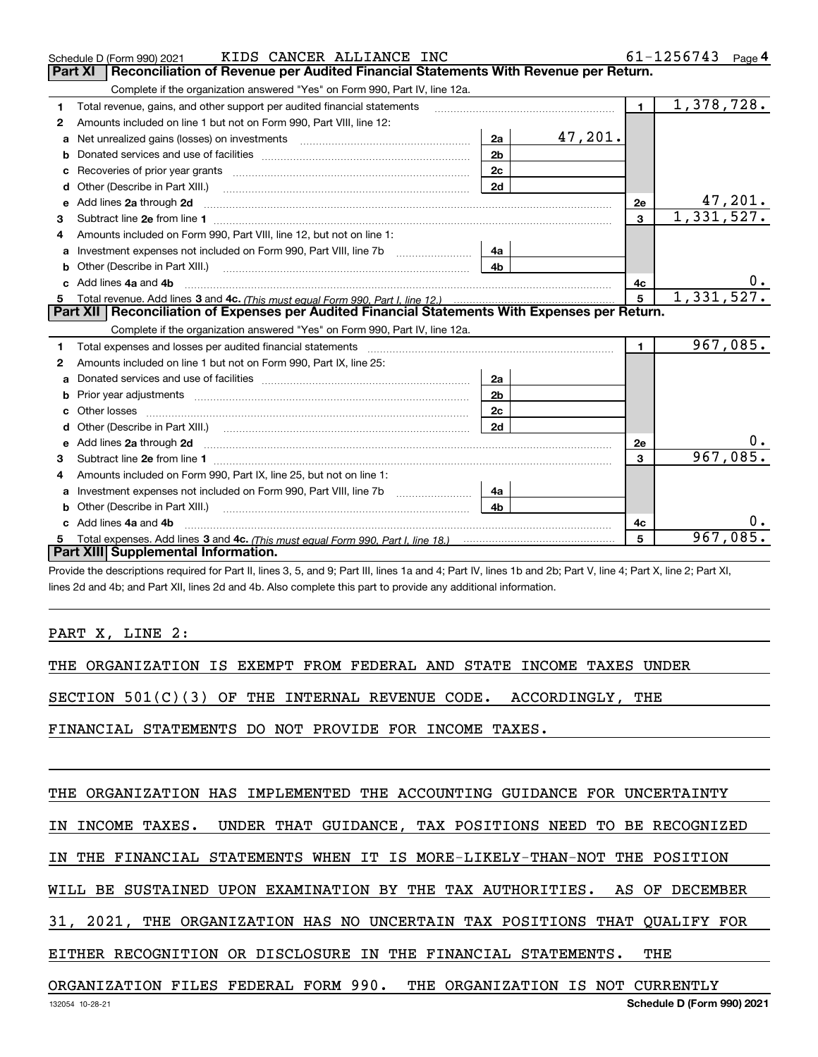Schedule D (Form 990) 2021 KIDS CANCER ALLIANCE INC 61-1256743 Page 4

## Part XI Reconciliation of Revenue per Audited Financial Statements With Revenue per Return.

Complete if the organization answered "Yes" on Form 990, Part IV, line 12a.

| | | | | | |
|---|---|---|---|---|---|
| 1 | Total revenue, gains, and other support per audited financial statements | | | 1 | 1,378,728. |
| 2 | Amounts included on line 1 but not on Form 990, Part VIII, line 12: | | | | |
| a | Net unrealized gains (losses) on investments | 2a | 47,201. | | |
| b | Donated services and use of facilities | 2b | | | |
| c | Recoveries of prior year grants | 2c | | | |
| d | Other (Describe in Part XIII.) | 2d | | | |
| e | Add lines 2a through 2d | | | 2e | 47,201. |
| 3 | Subtract line 2e from line 1 | | | 3 | 1,331,527. |
| 4 | Amounts included on Form 990, Part VIII, line 12, but not on line 1: | | | | |
| a | Investment expenses not included on Form 990, Part VIII, line 7b | 4a | | | |
| b | Other (Describe in Part XIII.) | 4b | | | |
| c | Add lines 4a and 4b | | | 4c | 0. |
| 5 | Total revenue. Add lines 3 and 4c. *(This must equal Form 990, Part I, line 12.)* | | | 5 | 1,331,527. |

## Part XII Reconciliation of Expenses per Audited Financial Statements With Expenses per Return.

Complete if the organization answered "Yes" on Form 990, Part IV, line 12a.

| | | | | | |
|---|---|---|---|---|---|
| 1 | Total expenses and losses per audited financial statements | | | 1 | 967,085. |
| 2 | Amounts included on line 1 but not on Form 990, Part IX, line 25: | | | | |
| a | Donated services and use of facilities | 2a | | | |
| b | Prior year adjustments | 2b | | | |
| c | Other losses | 2c | | | |
| d | Other (Describe in Part XIII.) | 2d | | | |
| e | Add lines 2a through 2d | | | 2e | 0. |
| 3 | Subtract line 2e from line 1 | | | 3 | 967,085. |
| 4 | Amounts included on Form 990, Part IX, line 25, but not on line 1: | | | | |
| a | Investment expenses not included on Form 990, Part VIII, line 7b | 4a | | | |
| b | Other (Describe in Part XIII.) | 4b | | | |
| c | Add lines 4a and 4b | | | 4c | 0. |
| 5 | Total expenses. Add lines 3 and 4c. *(This must equal Form 990, Part I, line 18.)* | | | 5 | 967,085. |

## Part XIII Supplemental Information.

Provide the descriptions required for Part II, lines 3, 5, and 9; Part III, lines 1a and 4; Part IV, lines 1b and 2b; Part V, line 4; Part X, line 2; Part XI, lines 2d and 4b; and Part XII, lines 2d and 4b. Also complete this part to provide any additional information.

PART X, LINE 2:

THE ORGANIZATION IS EXEMPT FROM FEDERAL AND STATE INCOME TAXES UNDER SECTION 501(C)(3) OF THE INTERNAL REVENUE CODE. ACCORDINGLY, THE FINANCIAL STATEMENTS DO NOT PROVIDE FOR INCOME TAXES.

THE ORGANIZATION HAS IMPLEMENTED THE ACCOUNTING GUIDANCE FOR UNCERTAINTY IN INCOME TAXES. UNDER THAT GUIDANCE, TAX POSITIONS NEED TO BE RECOGNIZED IN THE FINANCIAL STATEMENTS WHEN IT IS MORE-LIKELY-THAN-NOT THE POSITION WILL BE SUSTAINED UPON EXAMINATION BY THE TAX AUTHORITIES. AS OF DECEMBER 31, 2021, THE ORGANIZATION HAS NO UNCERTAIN TAX POSITIONS THAT QUALIFY FOR EITHER RECOGNITION OR DISCLOSURE IN THE FINANCIAL STATEMENTS. THE ORGANIZATION FILES FEDERAL FORM 990. THE ORGANIZATION IS NOT CURRENTLY

132054 10-28-21 Schedule D (Form 990) 2021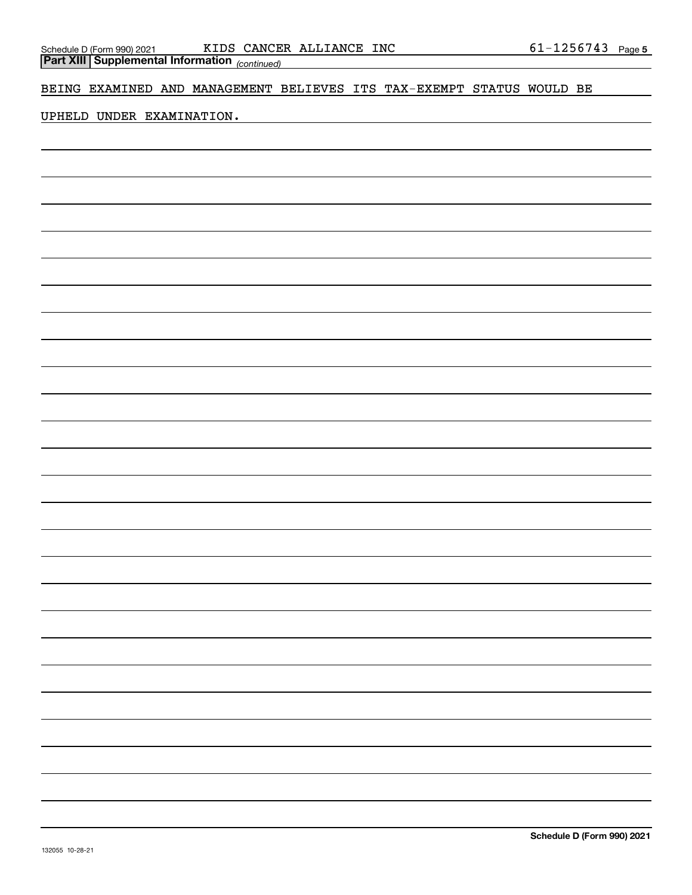Schedule D (Form 990) 2021 KIDS CANCER ALLIANCE INC 61-1256743 Page 5

**Part XIII | Supplemental Information** *(continued)*

BEING EXAMINED AND MANAGEMENT BELIEVES ITS TAX-EXEMPT STATUS WOULD BE

UPHELD UNDER EXAMINATION.

**Schedule D (Form 990) 2021**

132055 10-28-21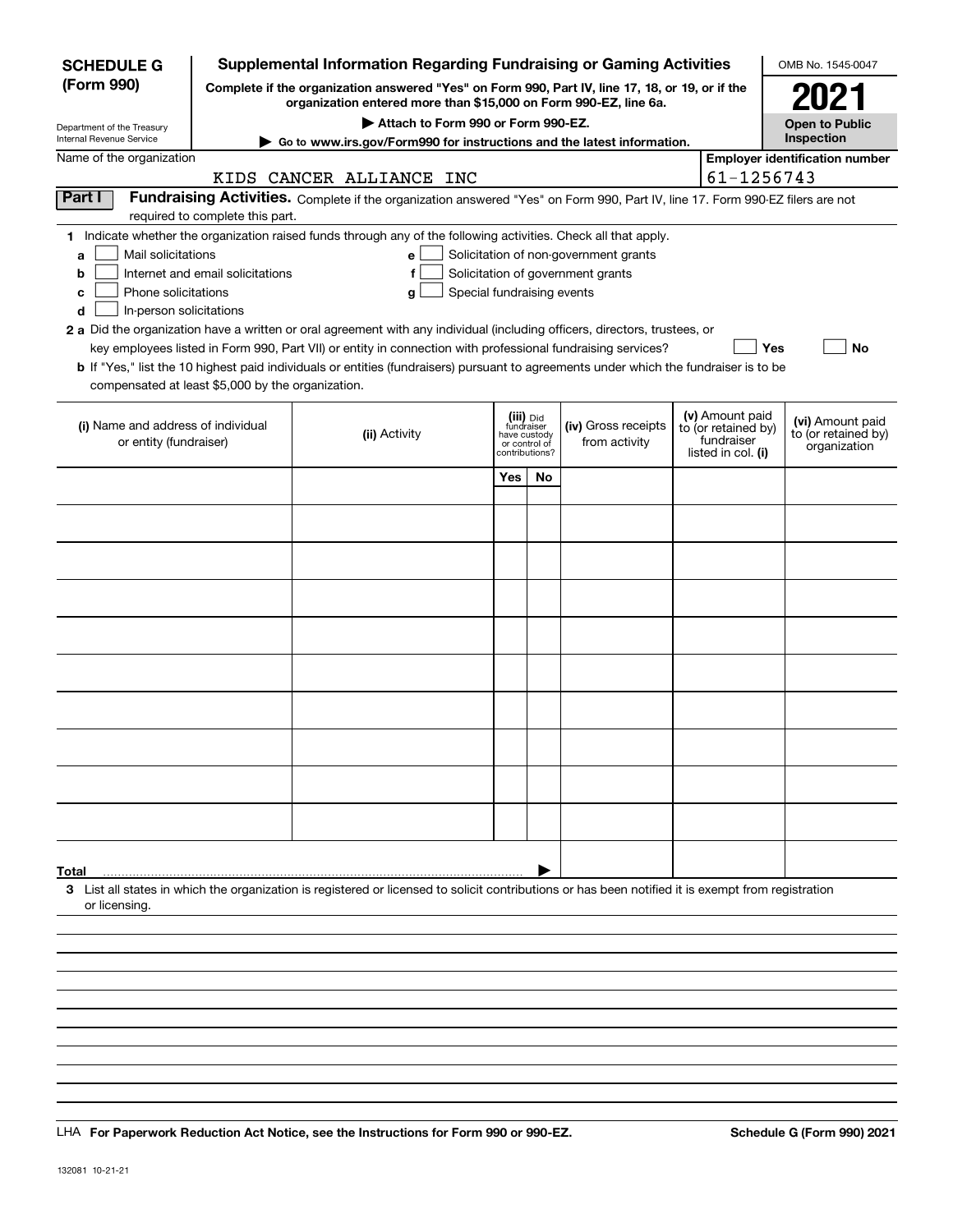**SCHEDULE G (Form 990)**

Department of the Treasury
Internal Revenue Service

# Supplemental Information Regarding Fundraising or Gaming Activities

**Complete if the organization answered "Yes" on Form 990, Part IV, line 17, 18, or 19, or if the organization entered more than $15,000 on Form 990-EZ, line 6a.**

**▶ Attach to Form 990 or Form 990-EZ.**

**▶ Go to www.irs.gov/Form990 for instructions and the latest information.**

OMB No. 1545-0047

**2021**

**Open to Public Inspection**

Name of the organization: KIDS CANCER ALLIANCE INC

**Employer identification number**: 61-1256743

**Part I** **Fundraising Activities.** Complete if the organization answered "Yes" on Form 990, Part IV, line 17. Form 990-EZ filers are not required to complete this part.

**1** Indicate whether the organization raised funds through any of the following activities. Check all that apply.

- **a** ☐ Mail solicitations
- **b** ☐ Internet and email solicitations
- **c** ☐ Phone solicitations
- **d** ☐ In-person solicitations
- **e** ☐ Solicitation of non-government grants
- **f** ☐ Solicitation of government grants
- **g** ☐ Special fundraising events

**2 a** Did the organization have a written or oral agreement with any individual (including officers, directors, trustees, or key employees listed in Form 990, Part VII) or entity in connection with professional fundraising services? ☐ **Yes** ☐ **No**

**b** If "Yes," list the 10 highest paid individuals or entities (fundraisers) pursuant to agreements under which the fundraiser is to be compensated at least $5,000 by the organization.

| (i) Name and address of individual or entity (fundraiser) | (ii) Activity | (iii) Did fundraiser have custody or control of contributions? | | (iv) Gross receipts from activity | (v) Amount paid to (or retained by) fundraiser listed in col. (i) | (vi) Amount paid to (or retained by) organization |
|---|---|---|---|---|---|---|
| | | Yes | No | | | |
| | | | | | | |
| | | | | | | |
| | | | | | | |
| | | | | | | |
| | | | | | | |
| | | | | | | |
| | | | | | | |
| | | | | | | |
| | | | | | | |
| **Total** ▶ | | | | | | |

**3** List all states in which the organization is registered or licensed to solicit contributions or has been notified it is exempt from registration or licensing.

LHA **For Paperwork Reduction Act Notice, see the Instructions for Form 990 or 990-EZ.** **Schedule G (Form 990) 2021**

132081 10-21-21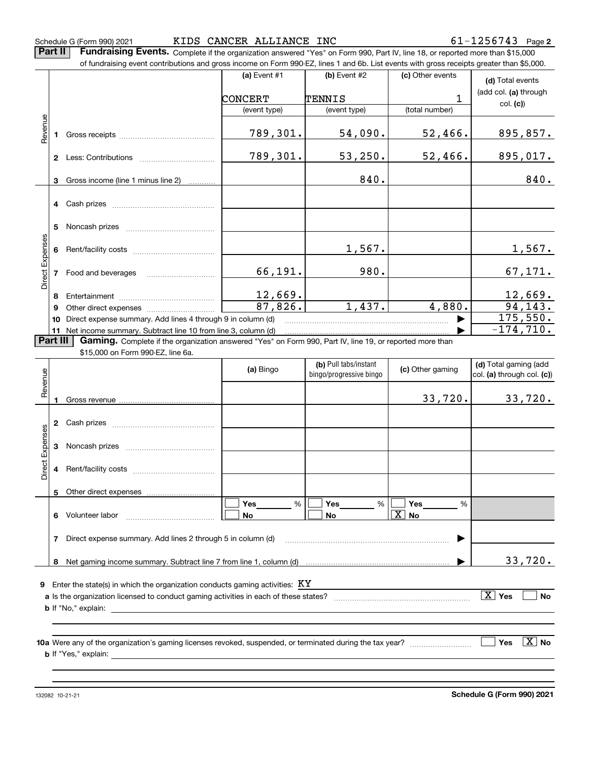Schedule G (Form 990) 2021 KIDS CANCER ALLIANCE INC 61-1256743 Page 2

**Part II** **Fundraising Events.** Complete if the organization answered "Yes" on Form 990, Part IV, line 18, or reported more than $15,000 of fundraising event contributions and gross income on Form 990-EZ, lines 1 and 6b. List events with gross receipts greater than $5,000.

| | | (a) Event #1 | (b) Event #2 | (c) Other events | (d) Total events (add col. (a) through col. (c)) |
|---|---|---|---|---|---|
| | | CONCERT | TENNIS | 1 | |
| | | (event type) | (event type) | (total number) | |
| Revenue | 1 Gross receipts | 789,301. | 54,090. | 52,466. | 895,857. |
| | 2 Less: Contributions | 789,301. | 53,250. | 52,466. | 895,017. |
| | 3 Gross income (line 1 minus line 2) | | 840. | | 840. |
| Direct Expenses | 4 Cash prizes | | | | |
| | 5 Noncash prizes | | | | |
| | 6 Rent/facility costs | | 1,567. | | 1,567. |
| | 7 Food and beverages | 66,191. | 980. | | 67,171. |
| | 8 Entertainment | 12,669. | | | 12,669. |
| | 9 Other direct expenses | 87,826. | 1,437. | 4,880. | 94,143. |
| | 10 Direct expense summary. Add lines 4 through 9 in column (d) | | | ▶ | 175,550. |
| | 11 Net income summary. Subtract line 10 from line 3, column (d) | | | ▶ | -174,710. |

**Part III** **Gaming.** Complete if the organization answered "Yes" on Form 990, Part IV, line 19, or reported more than $15,000 on Form 990-EZ, line 6a.

| | | (a) Bingo | (b) Pull tabs/instant bingo/progressive bingo | (c) Other gaming | (d) Total gaming (add col. (a) through col. (c)) |
|---|---|---|---|---|---|
| Revenue | 1 Gross revenue | | | 33,720. | 33,720. |
| Direct Expenses | 2 Cash prizes | | | | |
| | 3 Noncash prizes | | | | |
| | 4 Rent/facility costs | | | | |
| | 5 Other direct expenses | | | | |
| | 6 Volunteer labor | ☐ Yes ___ % ☐ No | ☐ Yes ___ % ☐ No | ☐ Yes ___ % ☒ No | |
| | 7 Direct expense summary. Add lines 2 through 5 in column (d) | | | ▶ | |
| | 8 Net gaming income summary. Subtract line 7 from line 1, column (d) | | | ▶ | 33,720. |

**9** Enter the state(s) in which the organization conducts gaming activities: KY

**a** Is the organization licensed to conduct gaming activities in each of these states? ☒ Yes ☐ No

**b** If "No," explain:

**10a** Were any of the organization's gaming licenses revoked, suspended, or terminated during the tax year? ☐ Yes ☒ No

**b** If "Yes," explain:

132082 10-21-21 **Schedule G (Form 990) 2021**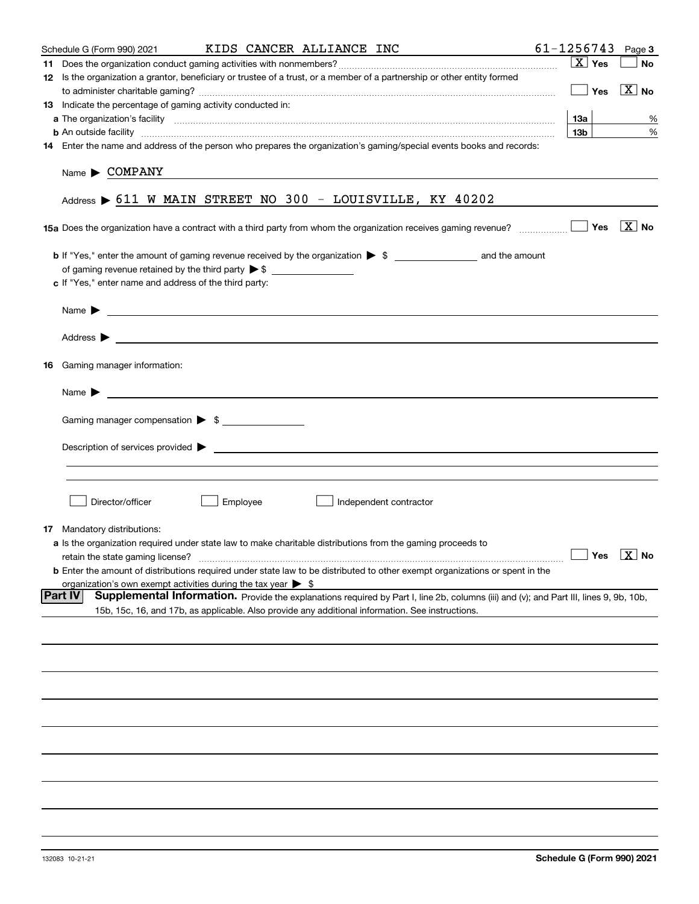Schedule G (Form 990) 2021 KIDS CANCER ALLIANCE INC 61-1256743

**11** Does the organization conduct gaming activities with nonmembers? [X] Yes [ ] No

**12** Is the organization a grantor, beneficiary or trustee of a trust, or a member of a partnership or other entity formed to administer charitable gaming? [ ] Yes [X] No

**13** Indicate the percentage of gaming activity conducted in:

**a** The organization's facility **13a** %

**b** An outside facility **13b** %

**14** Enter the name and address of the person who prepares the organization's gaming/special events books and records:

Name ▶ COMPANY

Address ▶ 611 W MAIN STREET NO 300 - LOUISVILLE, KY 40202

**15a** Does the organization have a contract with a third party from whom the organization receives gaming revenue? [ ] Yes [X] No

**b** If "Yes," enter the amount of gaming revenue received by the organization ▶ $ ______ and the amount of gaming revenue retained by the third party ▶ $ ______

**c** If "Yes," enter name and address of the third party:

Name ▶

Address ▶

**16** Gaming manager information:

Name ▶

Gaming manager compensation ▶ $

Description of services provided ▶

[ ] Director/officer [ ] Employee [ ] Independent contractor

**17** Mandatory distributions:

**a** Is the organization required under state law to make charitable distributions from the gaming proceeds to retain the state gaming license? [ ] Yes [X] No

**b** Enter the amount of distributions required under state law to be distributed to other exempt organizations or spent in the organization's own exempt activities during the tax year ▶ $

## Part IV Supplemental Information.

Provide the explanations required by Part I, line 2b, columns (iii) and (v); and Part III, lines 9, 9b, 10b, 15b, 15c, 16, and 17b, as applicable. Also provide any additional information. See instructions.

132083 10-21-21 **Schedule G (Form 990) 2021**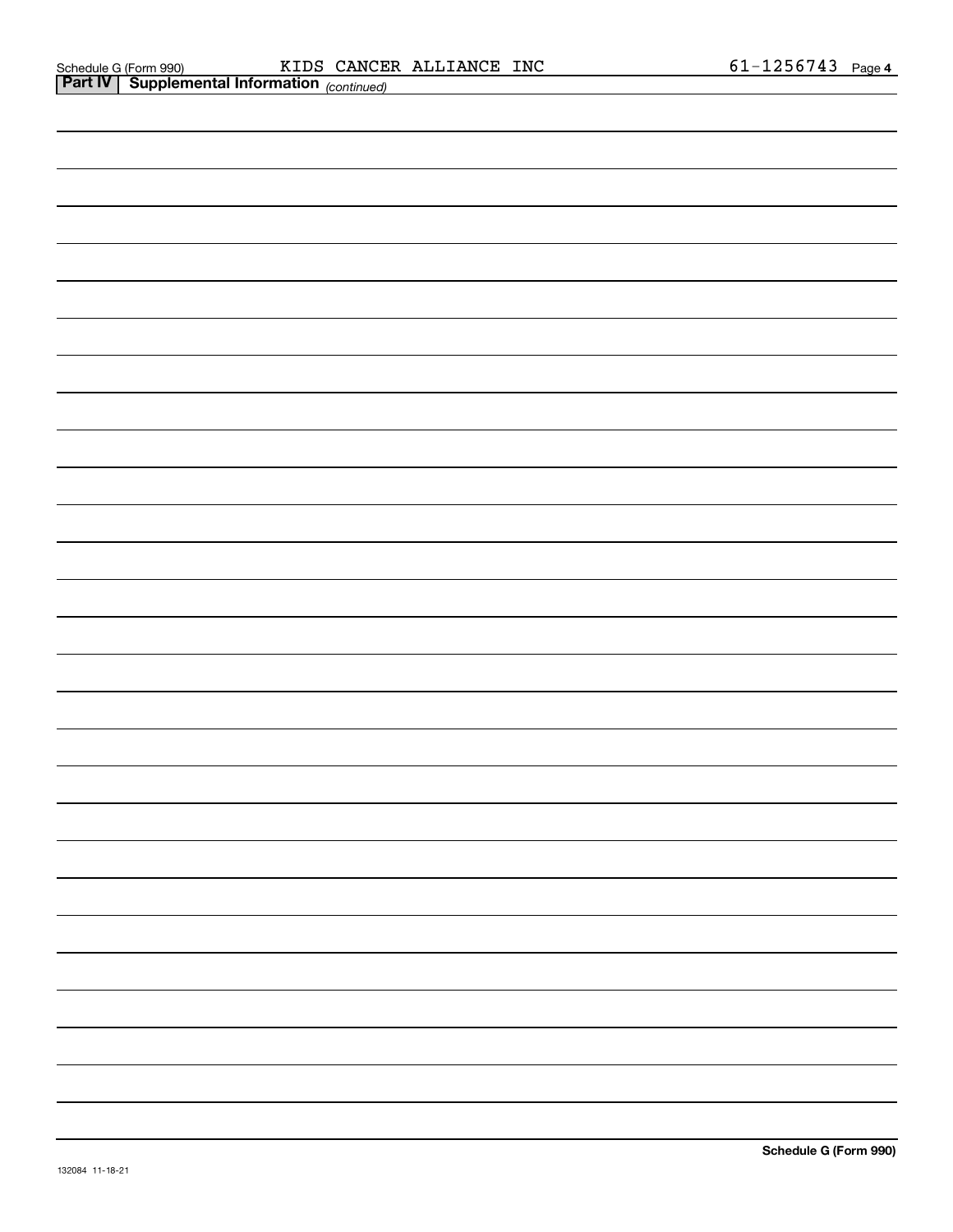Schedule G (Form 990) KIDS CANCER ALLIANCE INC 61-1256743 Page 4

**Part IV | Supplemental Information** *(continued)*

**Schedule G (Form 990)**

132084 11-18-21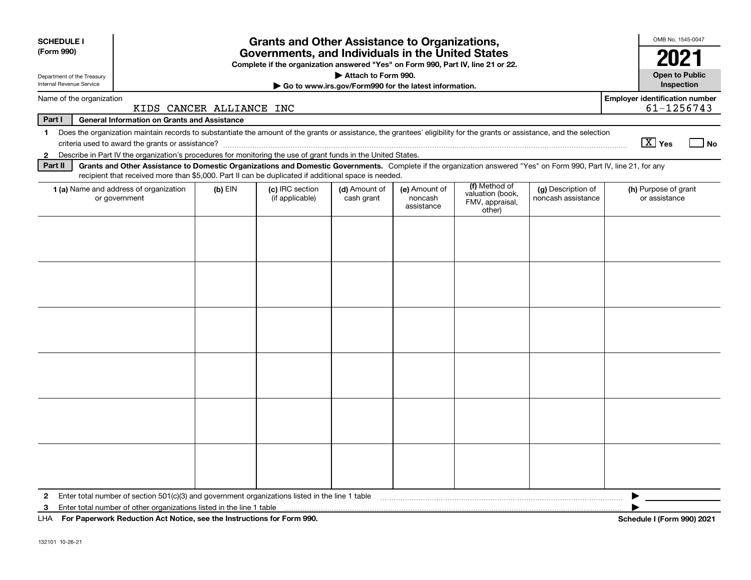**SCHEDULE I**
**(Form 990)**

Department of the Treasury
Internal Revenue Service

# Grants and Other Assistance to Organizations, Governments, and Individuals in the United States

**Complete if the organization answered "Yes" on Form 990, Part IV, line 21 or 22.**
**▶ Attach to Form 990.**
**▶ Go to www.irs.gov/Form990 for the latest information.**

OMB No. 1545-0047
**2021**
**Open to Public Inspection**

Name of the organization: KIDS CANCER ALLIANCE INC

**Employer identification number:** 61-1256743

**Part I — General Information on Grants and Assistance**

1 Does the organization maintain records to substantiate the amount of the grants or assistance, the grantees' eligibility for the grants or assistance, and the selection criteria used to award the grants or assistance? [X] Yes [ ] No

2 Describe in Part IV the organization's procedures for monitoring the use of grant funds in the United States.

**Part II — Grants and Other Assistance to Domestic Organizations and Domestic Governments.** Complete if the organization answered "Yes" on Form 990, Part IV, line 21, for any recipient that received more than $5,000. Part II can be duplicated if additional space is needed.

| 1 (a) Name and address of organization or government | (b) EIN | (c) IRC section (if applicable) | (d) Amount of cash grant | (e) Amount of noncash assistance | (f) Method of valuation (book, FMV, appraisal, other) | (g) Description of noncash assistance | (h) Purpose of grant or assistance |
|---|---|---|---|---|---|---|---|
| | | | | | | | |
| | | | | | | | |
| | | | | | | | |
| | | | | | | | |
| | | | | | | | |
| | | | | | | | |

2 Enter total number of section 501(c)(3) and government organizations listed in the line 1 table ▶

3 Enter total number of other organizations listed in the line 1 table ▶

LHA **For Paperwork Reduction Act Notice, see the Instructions for Form 990.** **Schedule I (Form 990) 2021**

132101 10-26-21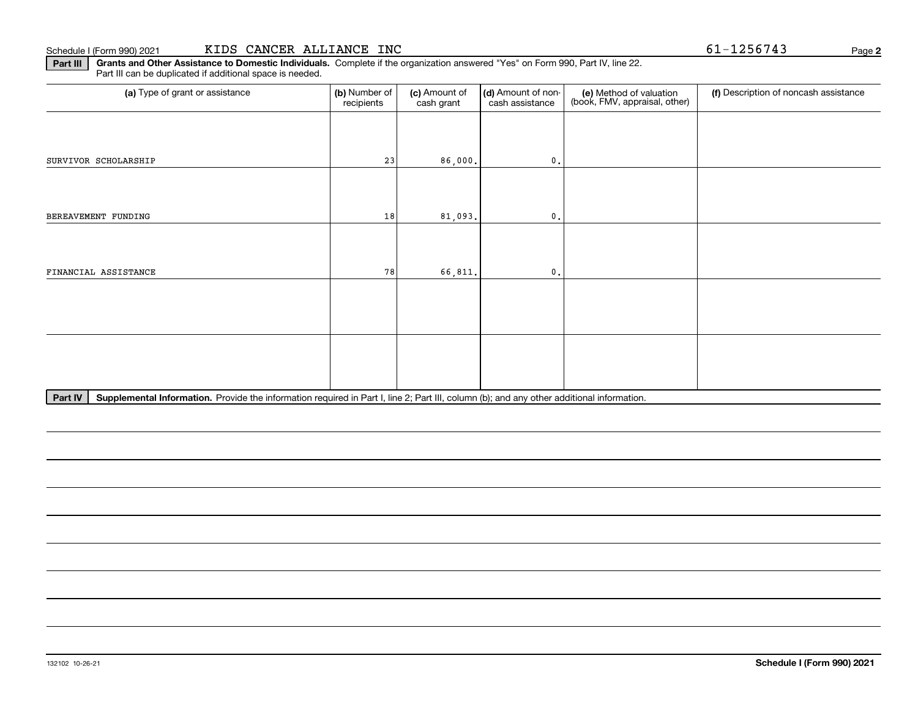Schedule I (Form 990) 2021 KIDS CANCER ALLIANCE INC 61-1256743

**Part III** **Grants and Other Assistance to Domestic Individuals.** Complete if the organization answered "Yes" on Form 990, Part IV, line 22. Part III can be duplicated if additional space is needed.

| (a) Type of grant or assistance | (b) Number of recipients | (c) Amount of cash grant | (d) Amount of non-cash assistance | (e) Method of valuation (book, FMV, appraisal, other) | (f) Description of noncash assistance |
|---|---|---|---|---|---|
| SURVIVOR SCHOLARSHIP | 23 | 86,000. | 0. | | |
| BEREAVEMENT FUNDING | 18 | 81,093. | 0. | | |
| FINANCIAL ASSISTANCE | 78 | 66,811. | 0. | | |
| | | | | | |
| | | | | | |

**Part IV** **Supplemental Information.** Provide the information required in Part I, line 2; Part III, column (b); and any other additional information.

132102 10-26-21 **Schedule I (Form 990) 2021**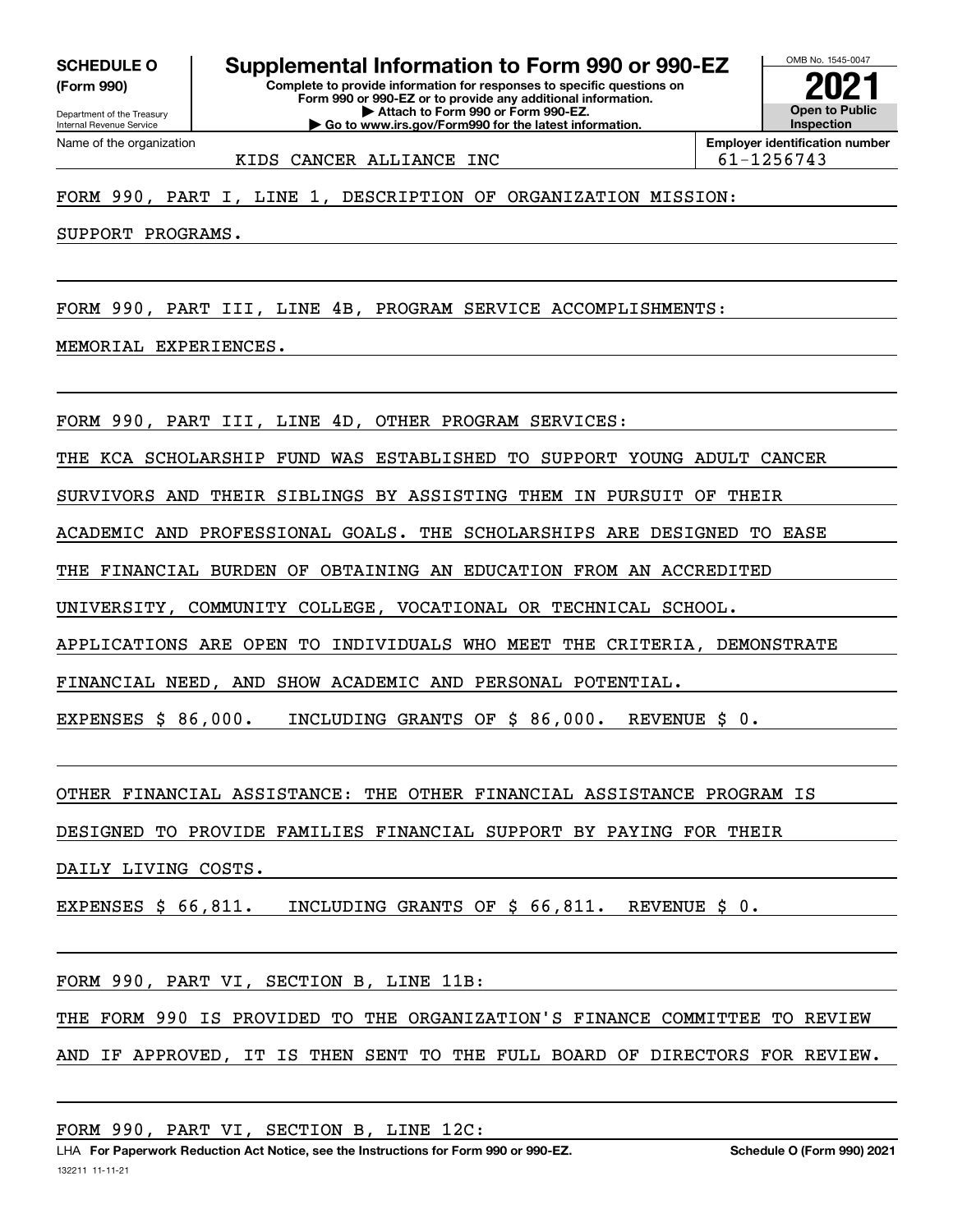**SCHEDULE O (Form 990)**

Department of the Treasury
Internal Revenue Service

# Supplemental Information to Form 990 or 990-EZ

**Complete to provide information for responses to specific questions on Form 990 or 990-EZ or to provide any additional information.**
**▶ Attach to Form 990 or Form 990-EZ.**
**▶ Go to www.irs.gov/Form990 for the latest information.**

OMB No. 1545-0047

**2021**

**Open to Public Inspection**

Name of the organization: KIDS CANCER ALLIANCE INC

**Employer identification number** 61-1256743

FORM 990, PART I, LINE 1, DESCRIPTION OF ORGANIZATION MISSION:

SUPPORT PROGRAMS.

FORM 990, PART III, LINE 4B, PROGRAM SERVICE ACCOMPLISHMENTS:

MEMORIAL EXPERIENCES.

FORM 990, PART III, LINE 4D, OTHER PROGRAM SERVICES:

THE KCA SCHOLARSHIP FUND WAS ESTABLISHED TO SUPPORT YOUNG ADULT CANCER SURVIVORS AND THEIR SIBLINGS BY ASSISTING THEM IN PURSUIT OF THEIR ACADEMIC AND PROFESSIONAL GOALS. THE SCHOLARSHIPS ARE DESIGNED TO EASE THE FINANCIAL BURDEN OF OBTAINING AN EDUCATION FROM AN ACCREDITED UNIVERSITY, COMMUNITY COLLEGE, VOCATIONAL OR TECHNICAL SCHOOL. APPLICATIONS ARE OPEN TO INDIVIDUALS WHO MEET THE CRITERIA, DEMONSTRATE FINANCIAL NEED, AND SHOW ACADEMIC AND PERSONAL POTENTIAL.

EXPENSES $ 86,000. INCLUDING GRANTS OF $ 86,000. REVENUE $ 0.

OTHER FINANCIAL ASSISTANCE: THE OTHER FINANCIAL ASSISTANCE PROGRAM IS DESIGNED TO PROVIDE FAMILIES FINANCIAL SUPPORT BY PAYING FOR THEIR DAILY LIVING COSTS.

EXPENSES $ 66,811. INCLUDING GRANTS OF $ 66,811. REVENUE $ 0.

FORM 990, PART VI, SECTION B, LINE 11B:

THE FORM 990 IS PROVIDED TO THE ORGANIZATION'S FINANCE COMMITTEE TO REVIEW AND IF APPROVED, IT IS THEN SENT TO THE FULL BOARD OF DIRECTORS FOR REVIEW.

FORM 990, PART VI, SECTION B, LINE 12C:

LHA **For Paperwork Reduction Act Notice, see the Instructions for Form 990 or 990-EZ.** **Schedule O (Form 990) 2021**

132211 11-11-21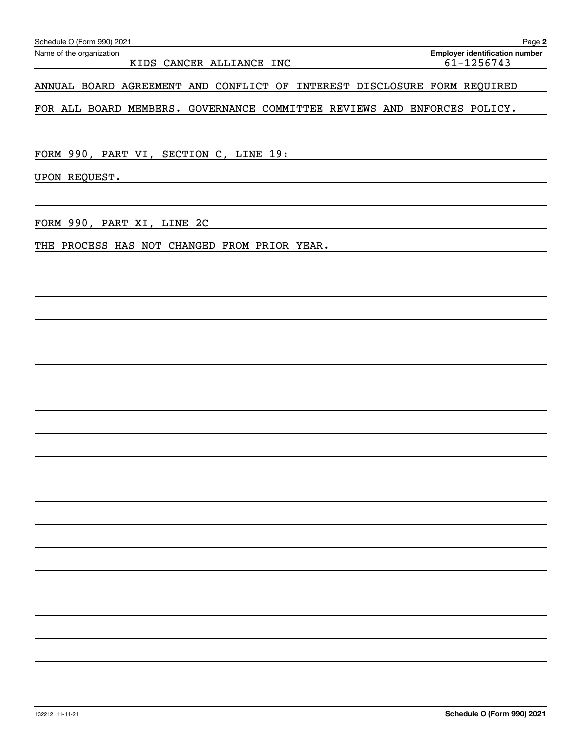Schedule O (Form 990) 2021

Name of the organization: KIDS CANCER ALLIANCE INC

Employer identification number: 61-1256743

ANNUAL BOARD AGREEMENT AND CONFLICT OF INTEREST DISCLOSURE FORM REQUIRED FOR ALL BOARD MEMBERS. GOVERNANCE COMMITTEE REVIEWS AND ENFORCES POLICY.

FORM 990, PART VI, SECTION C, LINE 19:

UPON REQUEST.

FORM 990, PART XI, LINE 2C

THE PROCESS HAS NOT CHANGED FROM PRIOR YEAR.

132212 11-11-21

Schedule O (Form 990) 2021